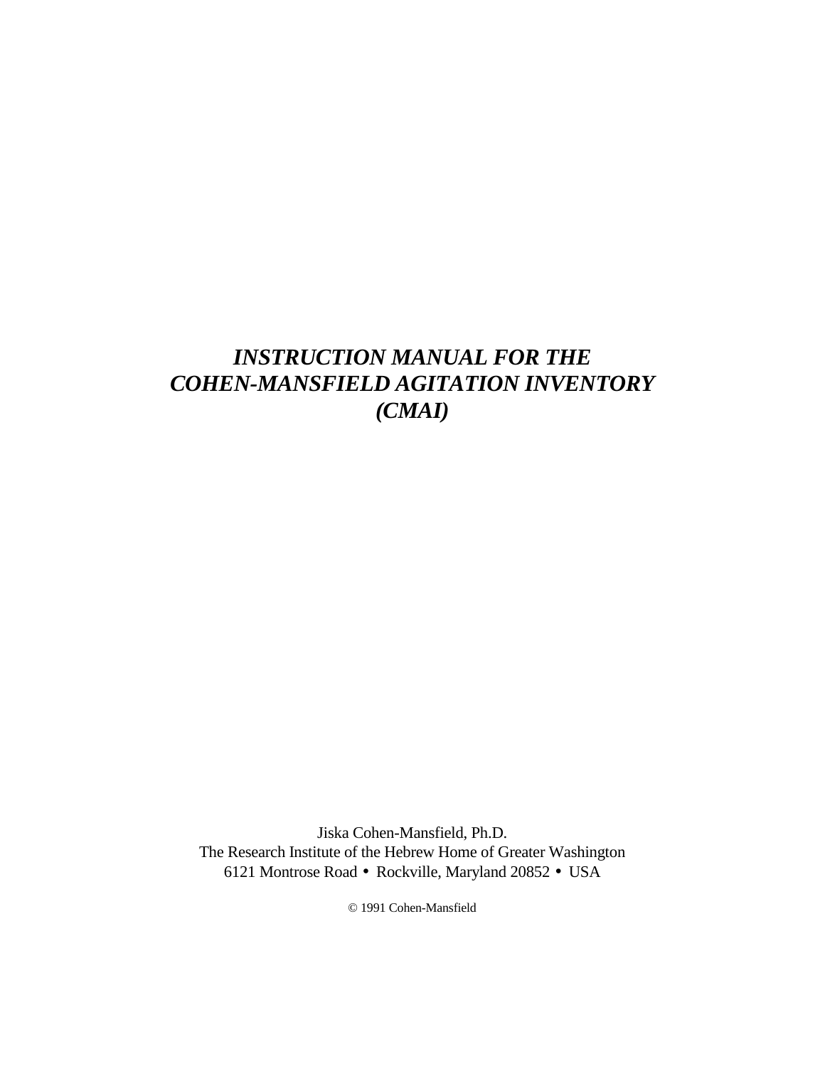# *INSTRUCTION MANUAL FOR THE COHEN-MANSFIELD AGITATION INVENTORY (CMAI)*

Jiska Cohen-Mansfield, Ph.D.
The Research Institute of the Hebrew Home of Greater Washington
6121 Montrose Road • Rockville, Maryland 20852 • USA

© 1991 Cohen-Mansfield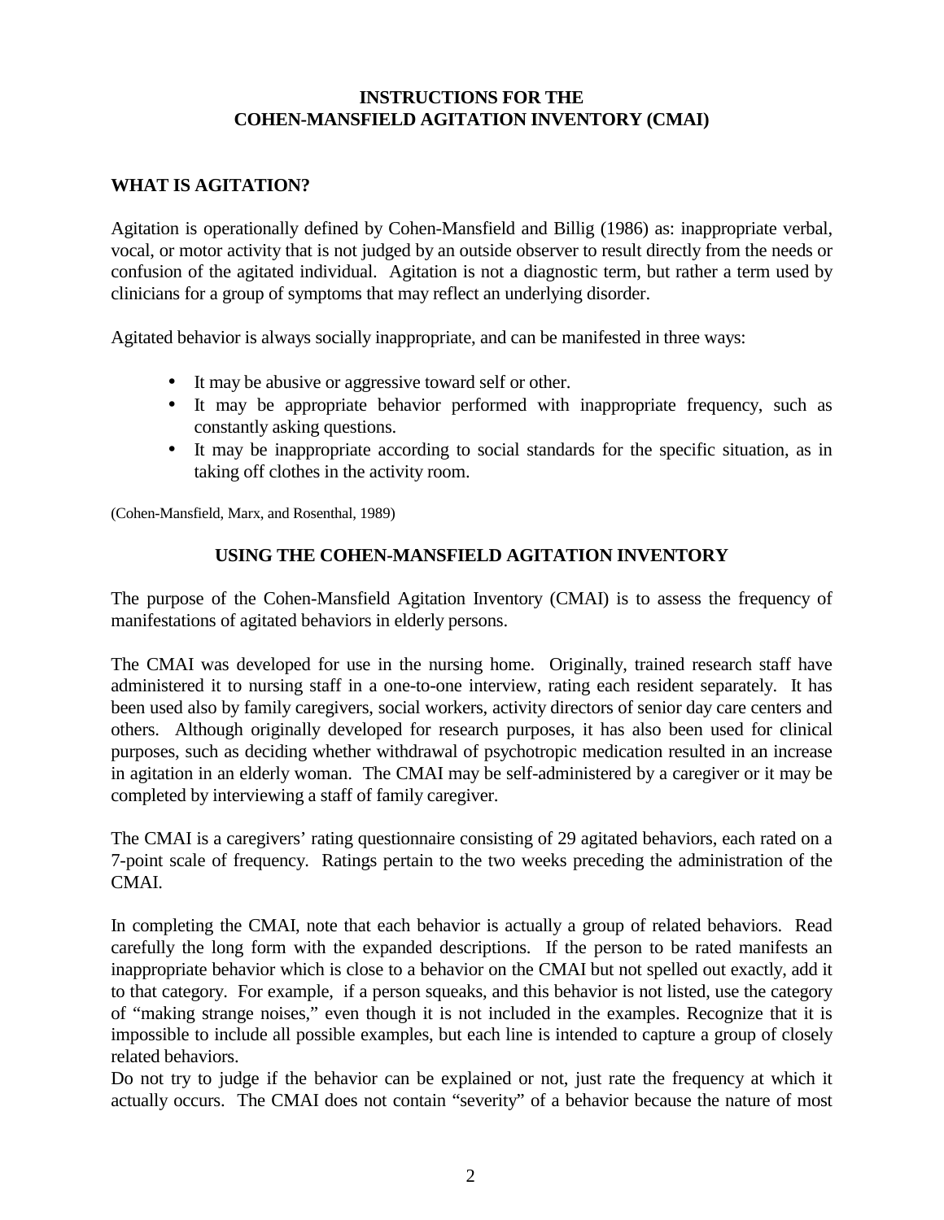## INSTRUCTIONS FOR THE COHEN-MANSFIELD AGITATION INVENTORY (CMAI)

### WHAT IS AGITATION?

Agitation is operationally defined by Cohen-Mansfield and Billig (1986) as: inappropriate verbal, vocal, or motor activity that is not judged by an outside observer to result directly from the needs or confusion of the agitated individual. Agitation is not a diagnostic term, but rather a term used by clinicians for a group of symptoms that may reflect an underlying disorder.

Agitated behavior is always socially inappropriate, and can be manifested in three ways:

- It may be abusive or aggressive toward self or other.
- It may be appropriate behavior performed with inappropriate frequency, such as constantly asking questions.
- It may be inappropriate according to social standards for the specific situation, as in taking off clothes in the activity room.

(Cohen-Mansfield, Marx, and Rosenthal, 1989)

### USING THE COHEN-MANSFIELD AGITATION INVENTORY

The purpose of the Cohen-Mansfield Agitation Inventory (CMAI) is to assess the frequency of manifestations of agitated behaviors in elderly persons.

The CMAI was developed for use in the nursing home. Originally, trained research staff have administered it to nursing staff in a one-to-one interview, rating each resident separately. It has been used also by family caregivers, social workers, activity directors of senior day care centers and others. Although originally developed for research purposes, it has also been used for clinical purposes, such as deciding whether withdrawal of psychotropic medication resulted in an increase in agitation in an elderly woman. The CMAI may be self-administered by a caregiver or it may be completed by interviewing a staff of family caregiver.

The CMAI is a caregivers' rating questionnaire consisting of 29 agitated behaviors, each rated on a 7-point scale of frequency. Ratings pertain to the two weeks preceding the administration of the CMAI.

In completing the CMAI, note that each behavior is actually a group of related behaviors. Read carefully the long form with the expanded descriptions. If the person to be rated manifests an inappropriate behavior which is close to a behavior on the CMAI but not spelled out exactly, add it to that category. For example, if a person squeaks, and this behavior is not listed, use the category of "making strange noises," even though it is not included in the examples. Recognize that it is impossible to include all possible examples, but each line is intended to capture a group of closely related behaviors.

Do not try to judge if the behavior can be explained or not, just rate the frequency at which it actually occurs. The CMAI does not contain "severity" of a behavior because the nature of most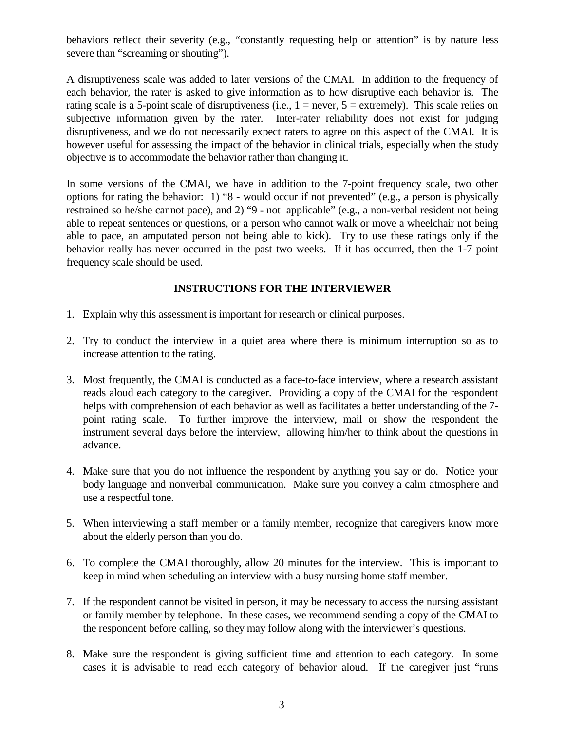behaviors reflect their severity (e.g., "constantly requesting help or attention" is by nature less severe than "screaming or shouting").

A disruptiveness scale was added to later versions of the CMAI. In addition to the frequency of each behavior, the rater is asked to give information as to how disruptive each behavior is. The rating scale is a 5-point scale of disruptiveness (i.e., 1 = never, 5 = extremely). This scale relies on subjective information given by the rater. Inter-rater reliability does not exist for judging disruptiveness, and we do not necessarily expect raters to agree on this aspect of the CMAI. It is however useful for assessing the impact of the behavior in clinical trials, especially when the study objective is to accommodate the behavior rather than changing it.

In some versions of the CMAI, we have in addition to the 7-point frequency scale, two other options for rating the behavior: 1) "8 - would occur if not prevented" (e.g., a person is physically restrained so he/she cannot pace), and 2) "9 - not applicable" (e.g., a non-verbal resident not being able to repeat sentences or questions, or a person who cannot walk or move a wheelchair not being able to pace, an amputated person not being able to kick). Try to use these ratings only if the behavior really has never occurred in the past two weeks. If it has occurred, then the 1-7 point frequency scale should be used.

## INSTRUCTIONS FOR THE INTERVIEWER

1. Explain why this assessment is important for research or clinical purposes.

2. Try to conduct the interview in a quiet area where there is minimum interruption so as to increase attention to the rating.

3. Most frequently, the CMAI is conducted as a face-to-face interview, where a research assistant reads aloud each category to the caregiver. Providing a copy of the CMAI for the respondent helps with comprehension of each behavior as well as facilitates a better understanding of the 7-point rating scale. To further improve the interview, mail or show the respondent the instrument several days before the interview, allowing him/her to think about the questions in advance.

4. Make sure that you do not influence the respondent by anything you say or do. Notice your body language and nonverbal communication. Make sure you convey a calm atmosphere and use a respectful tone.

5. When interviewing a staff member or a family member, recognize that caregivers know more about the elderly person than you do.

6. To complete the CMAI thoroughly, allow 20 minutes for the interview. This is important to keep in mind when scheduling an interview with a busy nursing home staff member.

7. If the respondent cannot be visited in person, it may be necessary to access the nursing assistant or family member by telephone. In these cases, we recommend sending a copy of the CMAI to the respondent before calling, so they may follow along with the interviewer's questions.

8. Make sure the respondent is giving sufficient time and attention to each category. In some cases it is advisable to read each category of behavior aloud. If the caregiver just "runs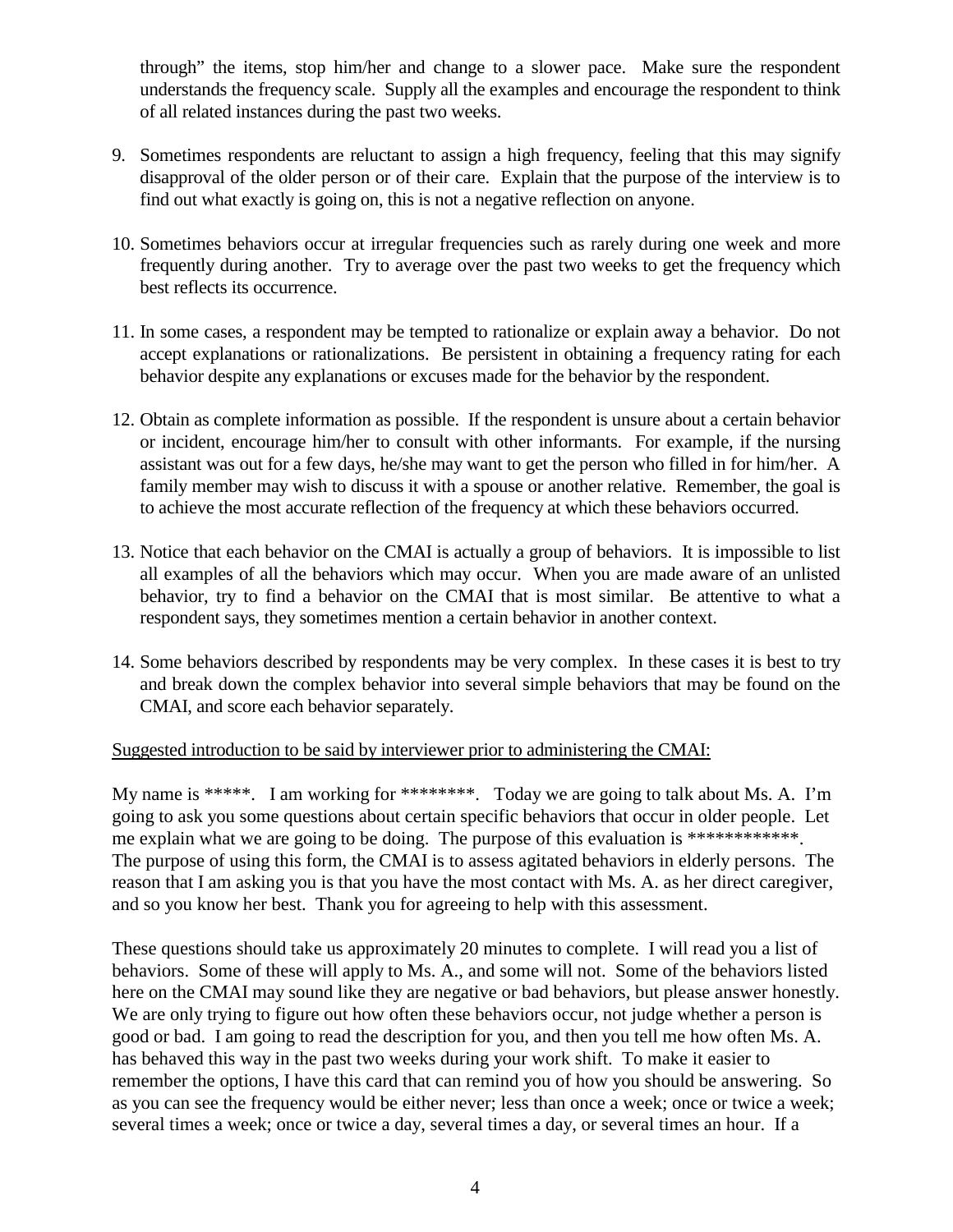through" the items, stop him/her and change to a slower pace. Make sure the respondent understands the frequency scale. Supply all the examples and encourage the respondent to think of all related instances during the past two weeks.

9. Sometimes respondents are reluctant to assign a high frequency, feeling that this may signify disapproval of the older person or of their care. Explain that the purpose of the interview is to find out what exactly is going on, this is not a negative reflection on anyone.

10. Sometimes behaviors occur at irregular frequencies such as rarely during one week and more frequently during another. Try to average over the past two weeks to get the frequency which best reflects its occurrence.

11. In some cases, a respondent may be tempted to rationalize or explain away a behavior. Do not accept explanations or rationalizations. Be persistent in obtaining a frequency rating for each behavior despite any explanations or excuses made for the behavior by the respondent.

12. Obtain as complete information as possible. If the respondent is unsure about a certain behavior or incident, encourage him/her to consult with other informants. For example, if the nursing assistant was out for a few days, he/she may want to get the person who filled in for him/her. A family member may wish to discuss it with a spouse or another relative. Remember, the goal is to achieve the most accurate reflection of the frequency at which these behaviors occurred.

13. Notice that each behavior on the CMAI is actually a group of behaviors. It is impossible to list all examples of all the behaviors which may occur. When you are made aware of an unlisted behavior, try to find a behavior on the CMAI that is most similar. Be attentive to what a respondent says, they sometimes mention a certain behavior in another context.

14. Some behaviors described by respondents may be very complex. In these cases it is best to try and break down the complex behavior into several simple behaviors that may be found on the CMAI, and score each behavior separately.

<u>Suggested introduction to be said by interviewer prior to administering the CMAI:</u>

My name is *****. I am working for ********. Today we are going to talk about Ms. A. I'm going to ask you some questions about certain specific behaviors that occur in older people. Let me explain what we are going to be doing. The purpose of this evaluation is ************. The purpose of using this form, the CMAI is to assess agitated behaviors in elderly persons. The reason that I am asking you is that you have the most contact with Ms. A. as her direct caregiver, and so you know her best. Thank you for agreeing to help with this assessment.

These questions should take us approximately 20 minutes to complete. I will read you a list of behaviors. Some of these will apply to Ms. A., and some will not. Some of the behaviors listed here on the CMAI may sound like they are negative or bad behaviors, but please answer honestly. We are only trying to figure out how often these behaviors occur, not judge whether a person is good or bad. I am going to read the description for you, and then you tell me how often Ms. A. has behaved this way in the past two weeks during your work shift. To make it easier to remember the options, I have this card that can remind you of how you should be answering. So as you can see the frequency would be either never; less than once a week; once or twice a week; several times a week; once or twice a day, several times a day, or several times an hour. If a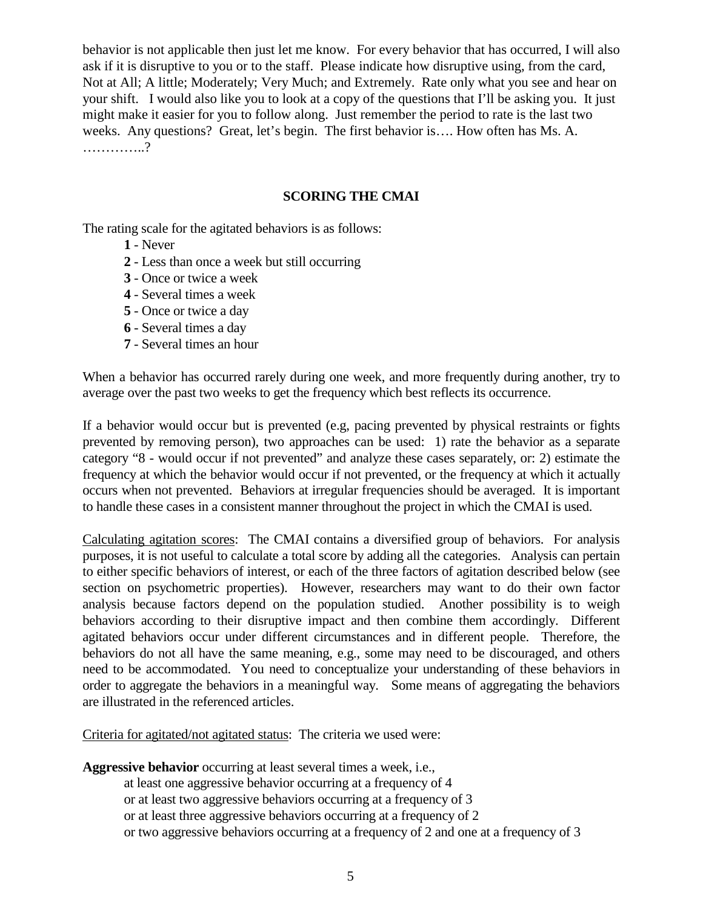behavior is not applicable then just let me know. For every behavior that has occurred, I will also ask if it is disruptive to you or to the staff. Please indicate how disruptive using, from the card, Not at All; A little; Moderately; Very Much; and Extremely. Rate only what you see and hear on your shift. I would also like you to look at a copy of the questions that I'll be asking you. It just might make it easier for you to follow along. Just remember the period to rate is the last two weeks. Any questions? Great, let's begin. The first behavior is…. How often has Ms. A. …………..?

## SCORING THE CMAI

The rating scale for the agitated behaviors is as follows:

- **1** - Never
- **2** - Less than once a week but still occurring
- **3** - Once or twice a week
- **4** - Several times a week
- **5** - Once or twice a day
- **6** - Several times a day
- **7** - Several times an hour

When a behavior has occurred rarely during one week, and more frequently during another, try to average over the past two weeks to get the frequency which best reflects its occurrence.

If a behavior would occur but is prevented (e.g, pacing prevented by physical restraints or fights prevented by removing person), two approaches can be used: 1) rate the behavior as a separate category "8 - would occur if not prevented" and analyze these cases separately, or: 2) estimate the frequency at which the behavior would occur if not prevented, or the frequency at which it actually occurs when not prevented. Behaviors at irregular frequencies should be averaged. It is important to handle these cases in a consistent manner throughout the project in which the CMAI is used.

Calculating agitation scores: The CMAI contains a diversified group of behaviors. For analysis purposes, it is not useful to calculate a total score by adding all the categories. Analysis can pertain to either specific behaviors of interest, or each of the three factors of agitation described below (see section on psychometric properties). However, researchers may want to do their own factor analysis because factors depend on the population studied. Another possibility is to weigh behaviors according to their disruptive impact and then combine them accordingly. Different agitated behaviors occur under different circumstances and in different people. Therefore, the behaviors do not all have the same meaning, e.g., some may need to be discouraged, and others need to be accommodated. You need to conceptualize your understanding of these behaviors in order to aggregate the behaviors in a meaningful way. Some means of aggregating the behaviors are illustrated in the referenced articles.

Criteria for agitated/not agitated status: The criteria we used were:

**Aggressive behavior** occurring at least several times a week, i.e.,

- at least one aggressive behavior occurring at a frequency of 4
- or at least two aggressive behaviors occurring at a frequency of 3
- or at least three aggressive behaviors occurring at a frequency of 2
- or two aggressive behaviors occurring at a frequency of 2 and one at a frequency of 3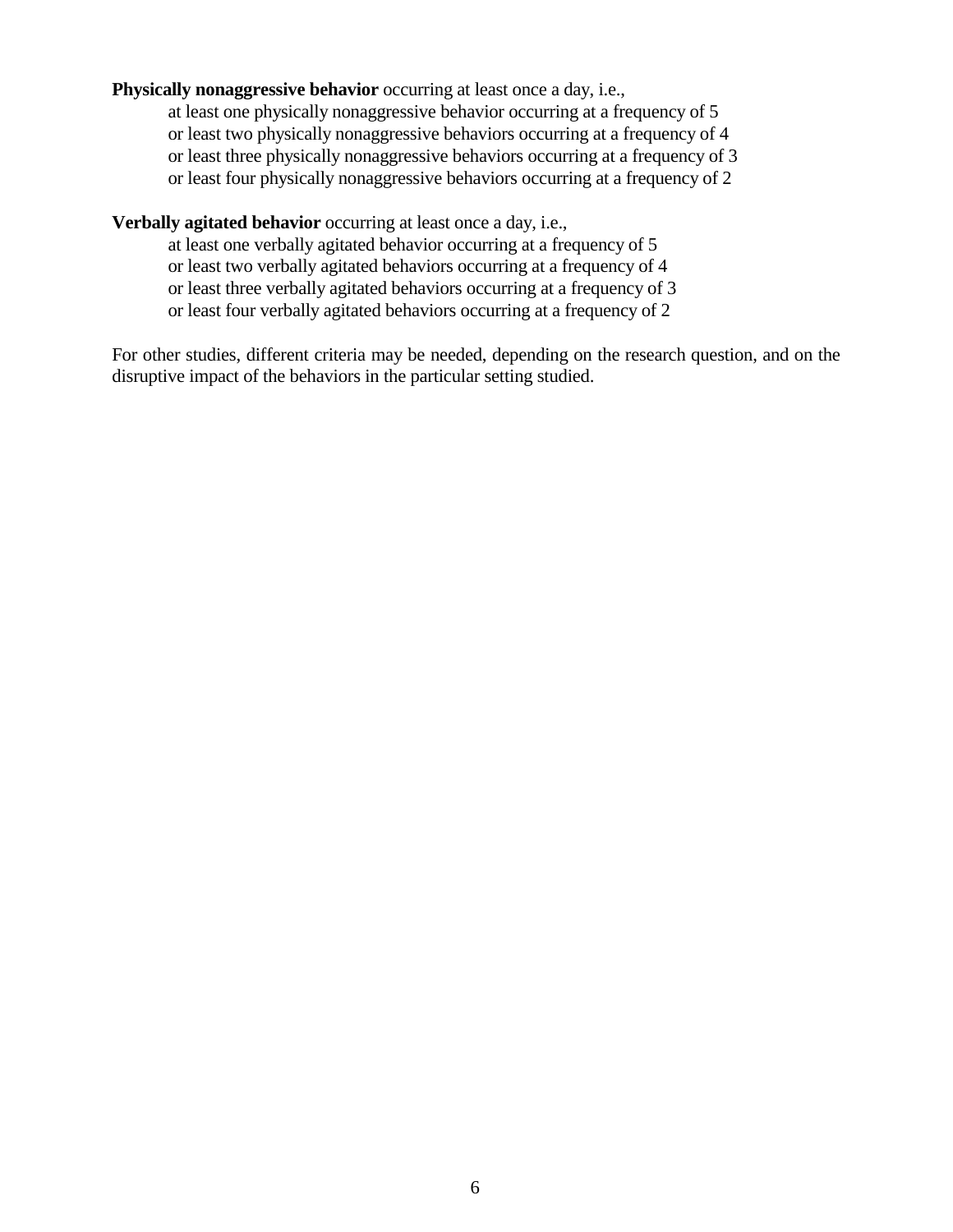**Physically nonaggressive behavior** occurring at least once a day, i.e.,

at least one physically nonaggressive behavior occurring at a frequency of 5
or least two physically nonaggressive behaviors occurring at a frequency of 4
or least three physically nonaggressive behaviors occurring at a frequency of 3
or least four physically nonaggressive behaviors occurring at a frequency of 2

**Verbally agitated behavior** occurring at least once a day, i.e.,

at least one verbally agitated behavior occurring at a frequency of 5
or least two verbally agitated behaviors occurring at a frequency of 4
or least three verbally agitated behaviors occurring at a frequency of 3
or least four verbally agitated behaviors occurring at a frequency of 2

For other studies, different criteria may be needed, depending on the research question, and on the disruptive impact of the behaviors in the particular setting studied.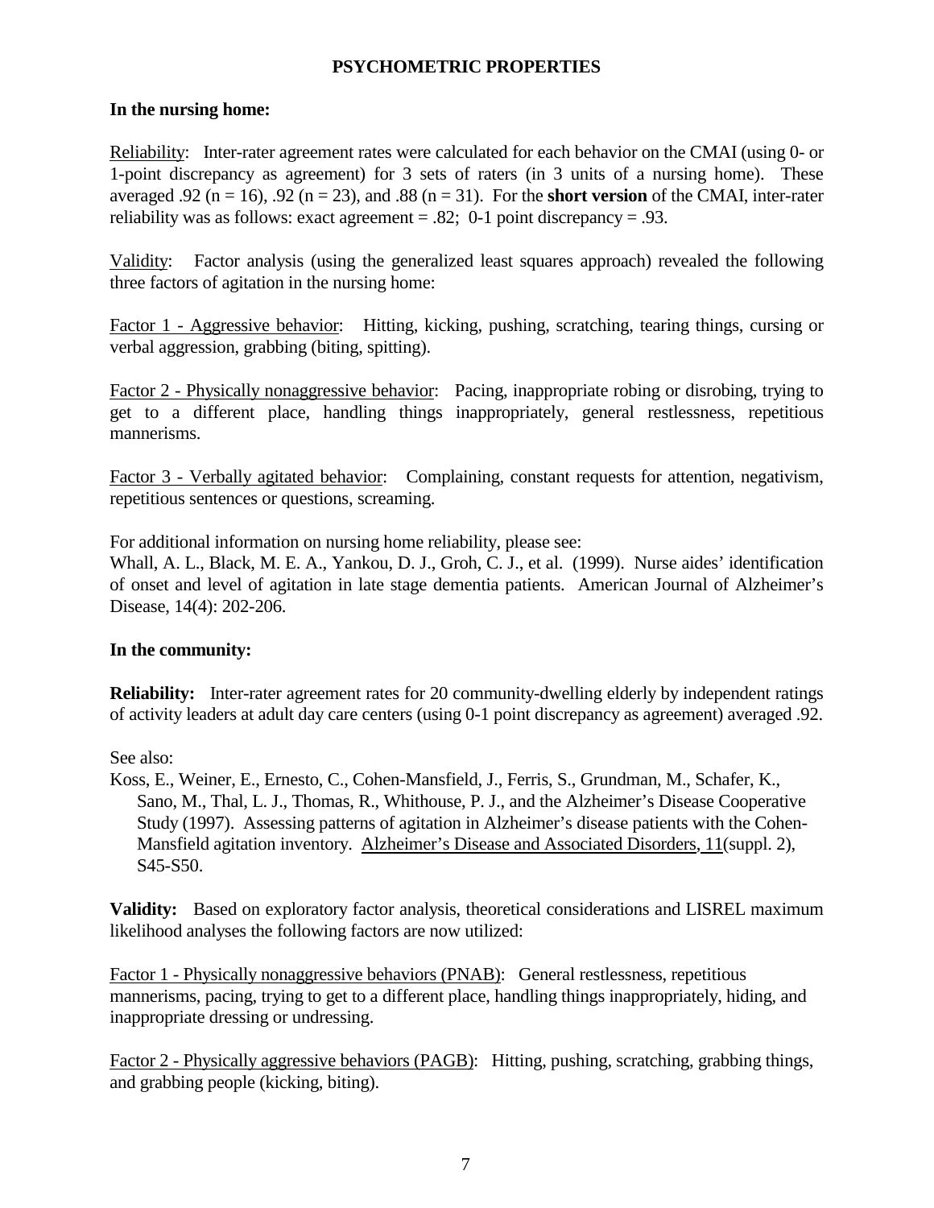# PSYCHOMETRIC PROPERTIES

**In the nursing home:**

Reliability: Inter-rater agreement rates were calculated for each behavior on the CMAI (using 0- or 1-point discrepancy as agreement) for 3 sets of raters (in 3 units of a nursing home). These averaged .92 ($n = 16$), .92 ($n = 23$), and .88 ($n = 31$). For the **short version** of the CMAI, inter-rater reliability was as follows: exact agreement = .82; 0-1 point discrepancy = .93.

Validity: Factor analysis (using the generalized least squares approach) revealed the following three factors of agitation in the nursing home:

Factor 1 - Aggressive behavior: Hitting, kicking, pushing, scratching, tearing things, cursing or verbal aggression, grabbing (biting, spitting).

Factor 2 - Physically nonaggressive behavior: Pacing, inappropriate robing or disrobing, trying to get to a different place, handling things inappropriately, general restlessness, repetitious mannerisms.

Factor 3 - Verbally agitated behavior: Complaining, constant requests for attention, negativism, repetitious sentences or questions, screaming.

For additional information on nursing home reliability, please see:
Whall, A. L., Black, M. E. A., Yankou, D. J., Groh, C. J., et al. (1999). Nurse aides' identification of onset and level of agitation in late stage dementia patients. American Journal of Alzheimer's Disease, 14(4): 202-206.

**In the community:**

**Reliability:** Inter-rater agreement rates for 20 community-dwelling elderly by independent ratings of activity leaders at adult day care centers (using 0-1 point discrepancy as agreement) averaged .92.

See also:
Koss, E., Weiner, E., Ernesto, C., Cohen-Mansfield, J., Ferris, S., Grundman, M., Schafer, K., Sano, M., Thal, L. J., Thomas, R., Whithouse, P. J., and the Alzheimer's Disease Cooperative Study (1997). Assessing patterns of agitation in Alzheimer's disease patients with the Cohen-Mansfield agitation inventory. Alzheimer's Disease and Associated Disorders, 11(suppl. 2), S45-S50.

**Validity:** Based on exploratory factor analysis, theoretical considerations and LISREL maximum likelihood analyses the following factors are now utilized:

Factor 1 - Physically nonaggressive behaviors (PNAB): General restlessness, repetitious mannerisms, pacing, trying to get to a different place, handling things inappropriately, hiding, and inappropriate dressing or undressing.

Factor 2 - Physically aggressive behaviors (PAGB): Hitting, pushing, scratching, grabbing things, and grabbing people (kicking, biting).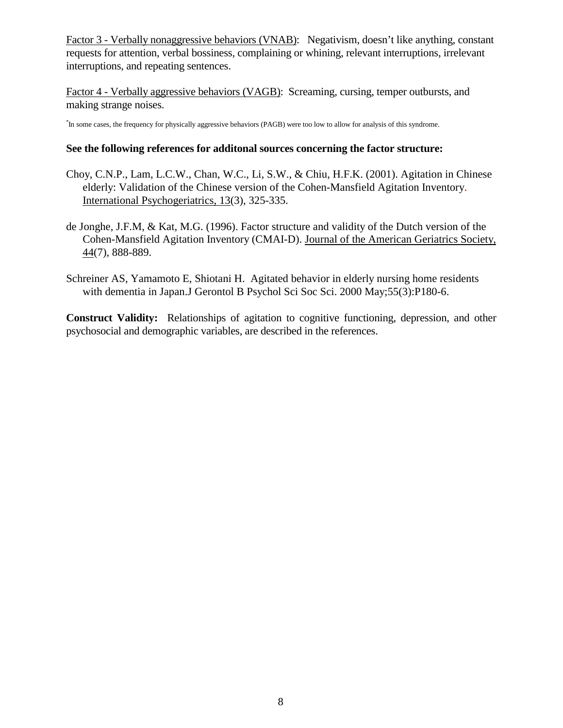Factor 3 - Verbally nonaggressive behaviors (VNAB): Negativism, doesn't like anything, constant requests for attention, verbal bossiness, complaining or whining, relevant interruptions, irrelevant interruptions, and repeating sentences.

Factor 4 - Verbally aggressive behaviors (VAGB): Screaming, cursing, temper outbursts, and making strange noises.

*In some cases, the frequency for physically aggressive behaviors (PAGB) were too low to allow for analysis of this syndrome.

**See the following references for additonal sources concerning the factor structure:**

Choy, C.N.P., Lam, L.C.W., Chan, W.C., Li, S.W., & Chiu, H.F.K. (2001). Agitation in Chinese elderly: Validation of the Chinese version of the Cohen-Mansfield Agitation Inventory. International Psychogeriatrics, 13(3), 325-335.

de Jonghe, J.F.M, & Kat, M.G. (1996). Factor structure and validity of the Dutch version of the Cohen-Mansfield Agitation Inventory (CMAI-D). Journal of the American Geriatrics Society, 44(7), 888-889.

Schreiner AS, Yamamoto E, Shiotani H. Agitated behavior in elderly nursing home residents with dementia in Japan.J Gerontol B Psychol Sci Soc Sci. 2000 May;55(3):P180-6.

**Construct Validity:** Relationships of agitation to cognitive functioning, depression, and other psychosocial and demographic variables, are described in the references.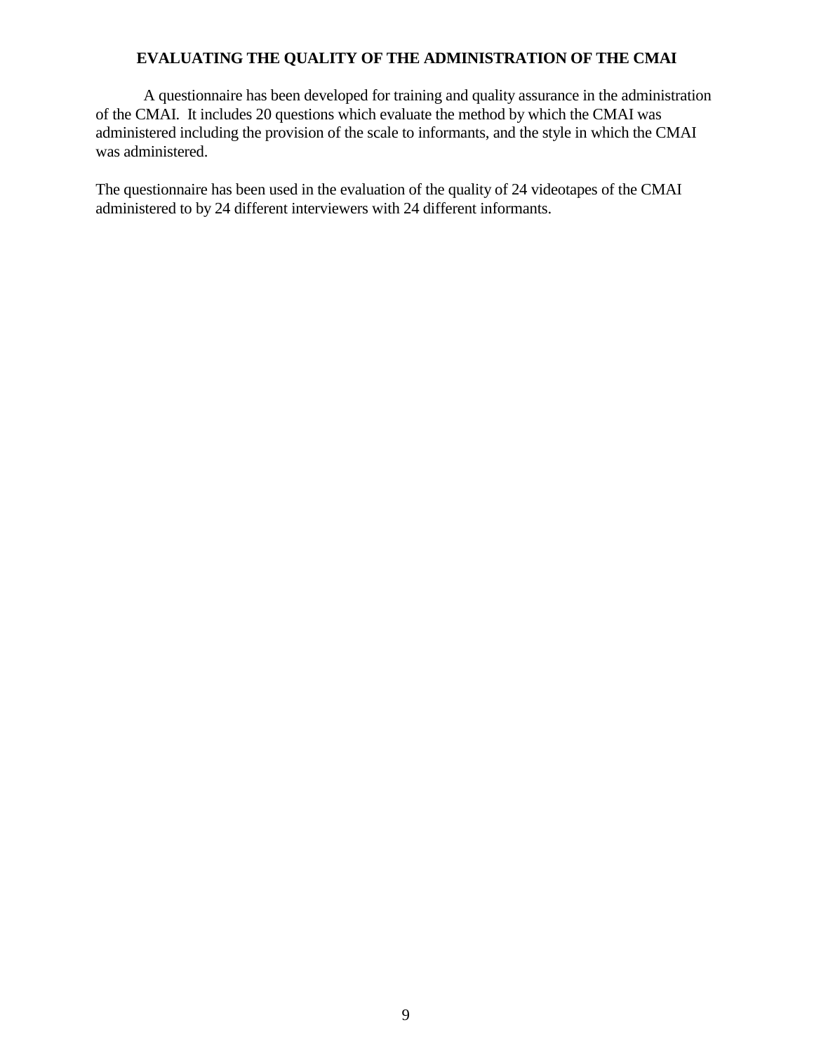# EVALUATING THE QUALITY OF THE ADMINISTRATION OF THE CMAI

A questionnaire has been developed for training and quality assurance in the administration of the CMAI. It includes 20 questions which evaluate the method by which the CMAI was administered including the provision of the scale to informants, and the style in which the CMAI was administered.

The questionnaire has been used in the evaluation of the quality of 24 videotapes of the CMAI administered to by 24 different interviewers with 24 different informants.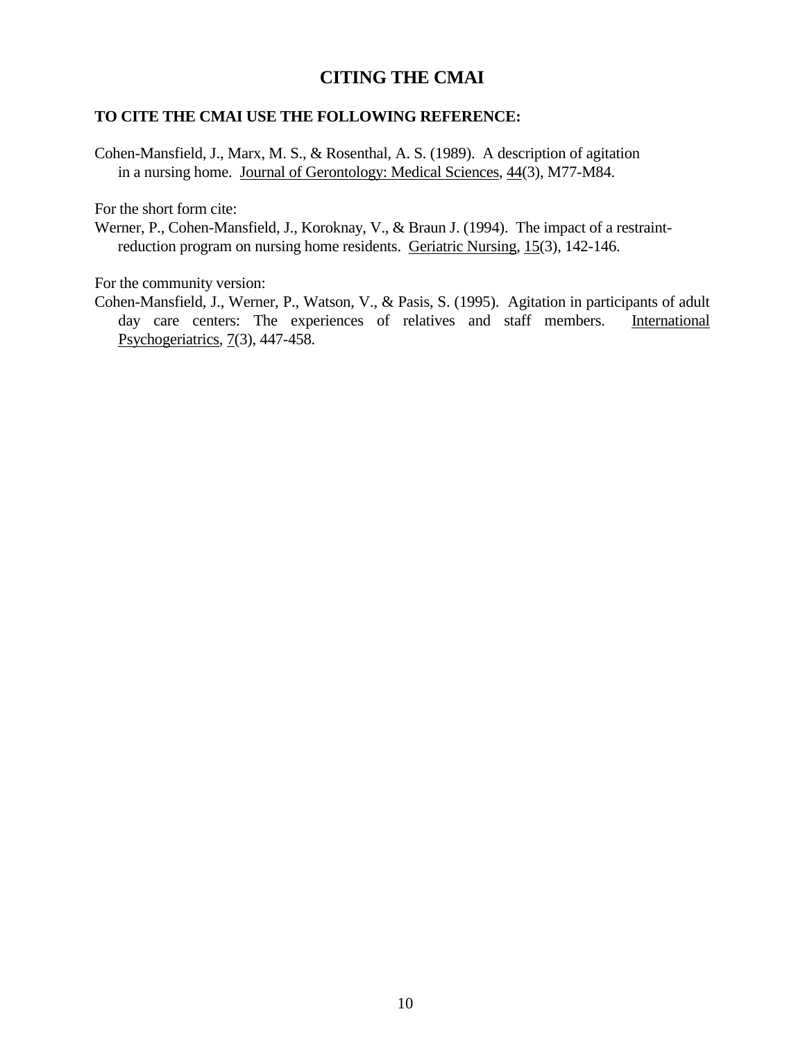# CITING THE CMAI

**TO CITE THE CMAI USE THE FOLLOWING REFERENCE:**

Cohen-Mansfield, J., Marx, M. S., & Rosenthal, A. S. (1989). A description of agitation in a nursing home. Journal of Gerontology: Medical Sciences, 44(3), M77-M84.

For the short form cite:
Werner, P., Cohen-Mansfield, J., Koroknay, V., & Braun J. (1994). The impact of a restraint-reduction program on nursing home residents. Geriatric Nursing, 15(3), 142-146.

For the community version:
Cohen-Mansfield, J., Werner, P., Watson, V., & Pasis, S. (1995). Agitation in participants of adult day care centers: The experiences of relatives and staff members. International Psychogeriatrics, 7(3), 447-458.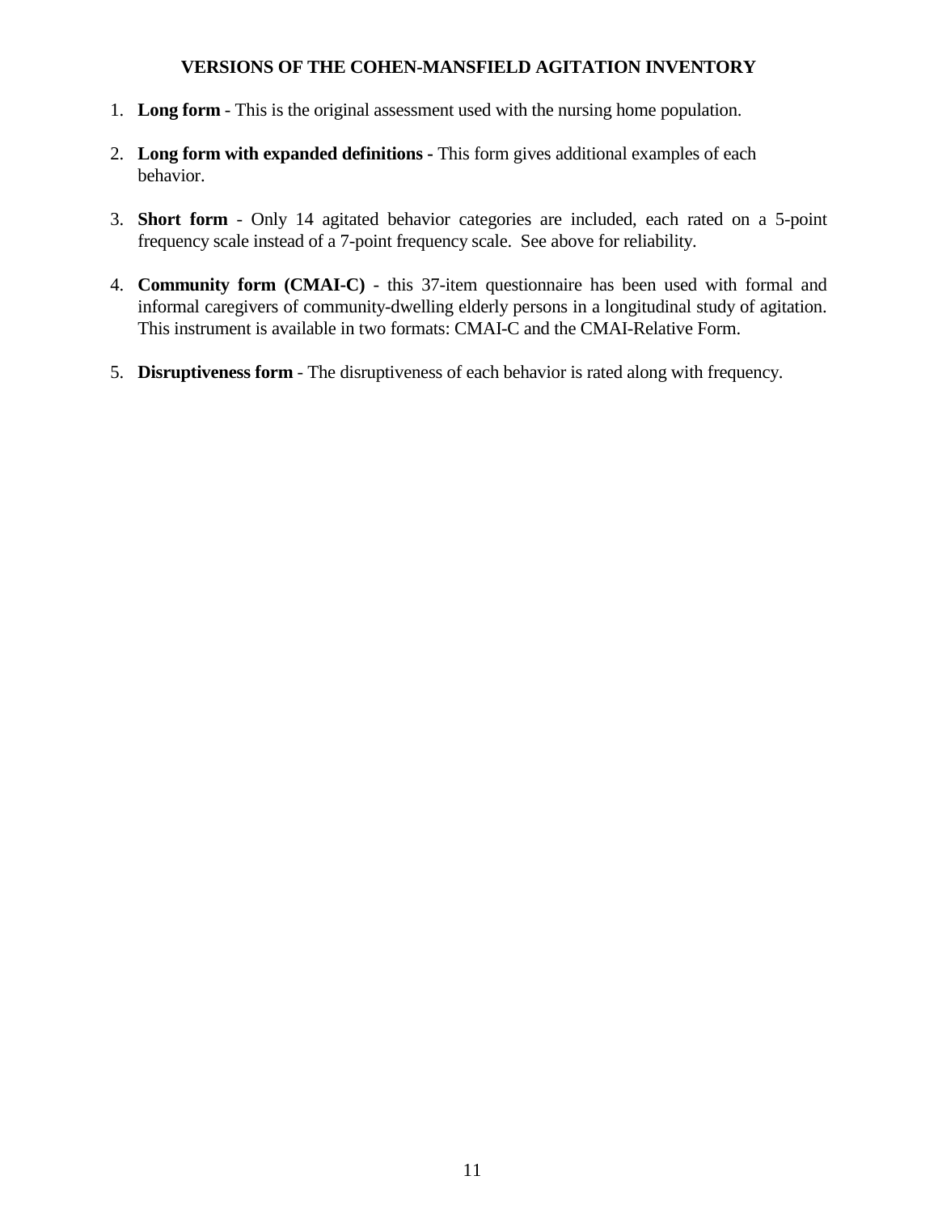## VERSIONS OF THE COHEN-MANSFIELD AGITATION INVENTORY

1. **Long form** - This is the original assessment used with the nursing home population.

2. **Long form with expanded definitions** - This form gives additional examples of each behavior.

3. **Short form** - Only 14 agitated behavior categories are included, each rated on a 5-point frequency scale instead of a 7-point frequency scale. See above for reliability.

4. **Community form (CMAI-C)** - this 37-item questionnaire has been used with formal and informal caregivers of community-dwelling elderly persons in a longitudinal study of agitation. This instrument is available in two formats: CMAI-C and the CMAI-Relative Form.

5. **Disruptiveness form** - The disruptiveness of each behavior is rated along with frequency.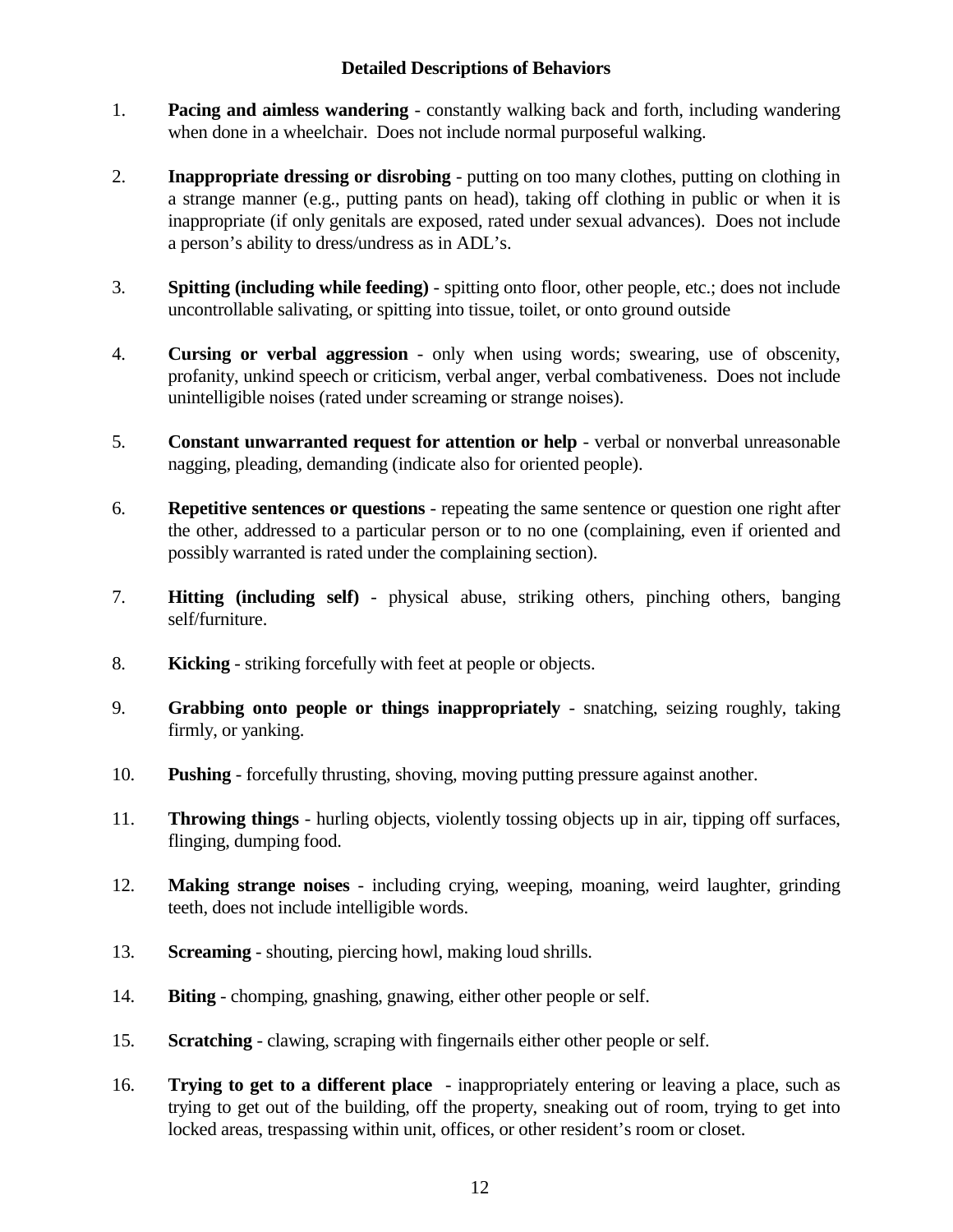## Detailed Descriptions of Behaviors

1. **Pacing and aimless wandering** - constantly walking back and forth, including wandering when done in a wheelchair. Does not include normal purposeful walking.

2. **Inappropriate dressing or disrobing** - putting on too many clothes, putting on clothing in a strange manner (e.g., putting pants on head), taking off clothing in public or when it is inappropriate (if only genitals are exposed, rated under sexual advances). Does not include a person's ability to dress/undress as in ADL's.

3. **Spitting (including while feeding)** - spitting onto floor, other people, etc.; does not include uncontrollable salivating, or spitting into tissue, toilet, or onto ground outside

4. **Cursing or verbal aggression** - only when using words; swearing, use of obscenity, profanity, unkind speech or criticism, verbal anger, verbal combativeness. Does not include unintelligible noises (rated under screaming or strange noises).

5. **Constant unwarranted request for attention or help** - verbal or nonverbal unreasonable nagging, pleading, demanding (indicate also for oriented people).

6. **Repetitive sentences or questions** - repeating the same sentence or question one right after the other, addressed to a particular person or to no one (complaining, even if oriented and possibly warranted is rated under the complaining section).

7. **Hitting (including self)** - physical abuse, striking others, pinching others, banging self/furniture.

8. **Kicking** - striking forcefully with feet at people or objects.

9. **Grabbing onto people or things inappropriately** - snatching, seizing roughly, taking firmly, or yanking.

10. **Pushing** - forcefully thrusting, shoving, moving putting pressure against another.

11. **Throwing things** - hurling objects, violently tossing objects up in air, tipping off surfaces, flinging, dumping food.

12. **Making strange noises** - including crying, weeping, moaning, weird laughter, grinding teeth, does not include intelligible words.

13. **Screaming** - shouting, piercing howl, making loud shrills.

14. **Biting** - chomping, gnashing, gnawing, either other people or self.

15. **Scratching** - clawing, scraping with fingernails either other people or self.

16. **Trying to get to a different place** - inappropriately entering or leaving a place, such as trying to get out of the building, off the property, sneaking out of room, trying to get into locked areas, trespassing within unit, offices, or other resident's room or closet.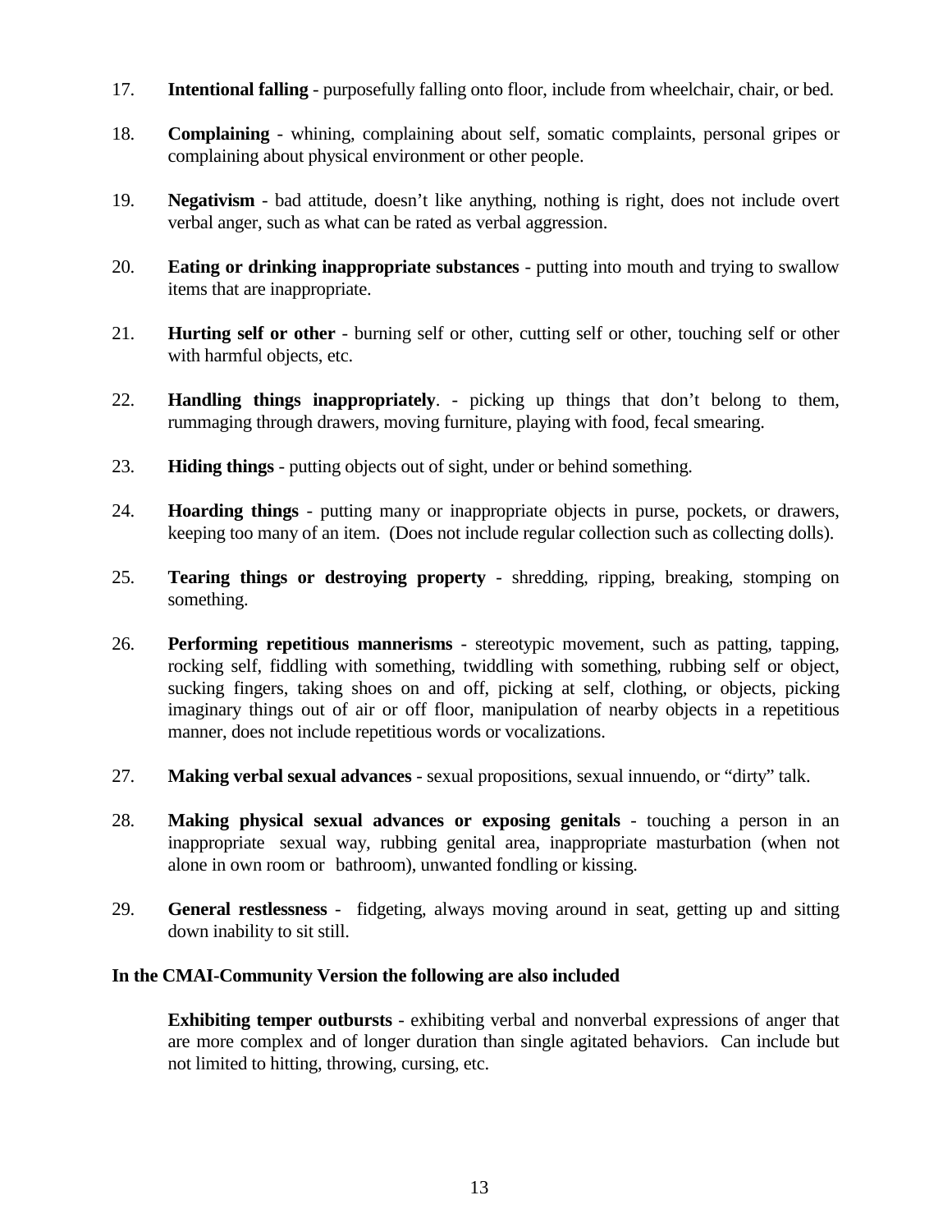17. **Intentional falling** - purposefully falling onto floor, include from wheelchair, chair, or bed.

18. **Complaining** - whining, complaining about self, somatic complaints, personal gripes or complaining about physical environment or other people.

19. **Negativism** - bad attitude, doesn't like anything, nothing is right, does not include overt verbal anger, such as what can be rated as verbal aggression.

20. **Eating or drinking inappropriate substances** - putting into mouth and trying to swallow items that are inappropriate.

21. **Hurting self or other** - burning self or other, cutting self or other, touching self or other with harmful objects, etc.

22. **Handling things inappropriately**. - picking up things that don't belong to them, rummaging through drawers, moving furniture, playing with food, fecal smearing.

23. **Hiding things** - putting objects out of sight, under or behind something.

24. **Hoarding things** - putting many or inappropriate objects in purse, pockets, or drawers, keeping too many of an item. (Does not include regular collection such as collecting dolls).

25. **Tearing things or destroying property** - shredding, ripping, breaking, stomping on something.

26. **Performing repetitious mannerisms** - stereotypic movement, such as patting, tapping, rocking self, fiddling with something, twiddling with something, rubbing self or object, sucking fingers, taking shoes on and off, picking at self, clothing, or objects, picking imaginary things out of air or off floor, manipulation of nearby objects in a repetitious manner, does not include repetitious words or vocalizations.

27. **Making verbal sexual advances** - sexual propositions, sexual innuendo, or "dirty" talk.

28. **Making physical sexual advances or exposing genitals** - touching a person in an inappropriate sexual way, rubbing genital area, inappropriate masturbation (when not alone in own room or bathroom), unwanted fondling or kissing.

29. **General restlessness** - fidgeting, always moving around in seat, getting up and sitting down inability to sit still.

**In the CMAI-Community Version the following are also included**

**Exhibiting temper outbursts** - exhibiting verbal and nonverbal expressions of anger that are more complex and of longer duration than single agitated behaviors. Can include but not limited to hitting, throwing, cursing, etc.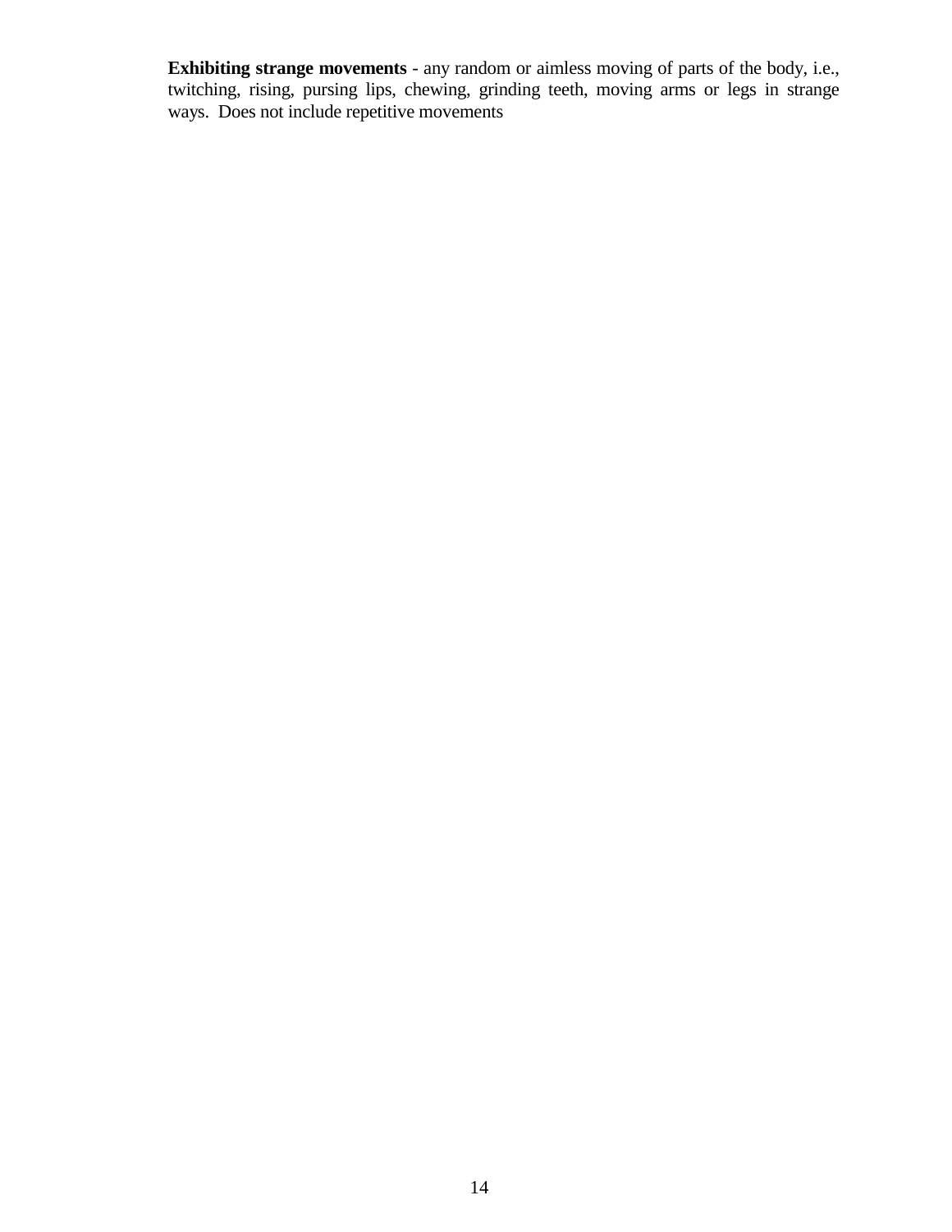**Exhibiting strange movements** - any random or aimless moving of parts of the body, i.e., twitching, rising, pursing lips, chewing, grinding teeth, moving arms or legs in strange ways. Does not include repetitive movements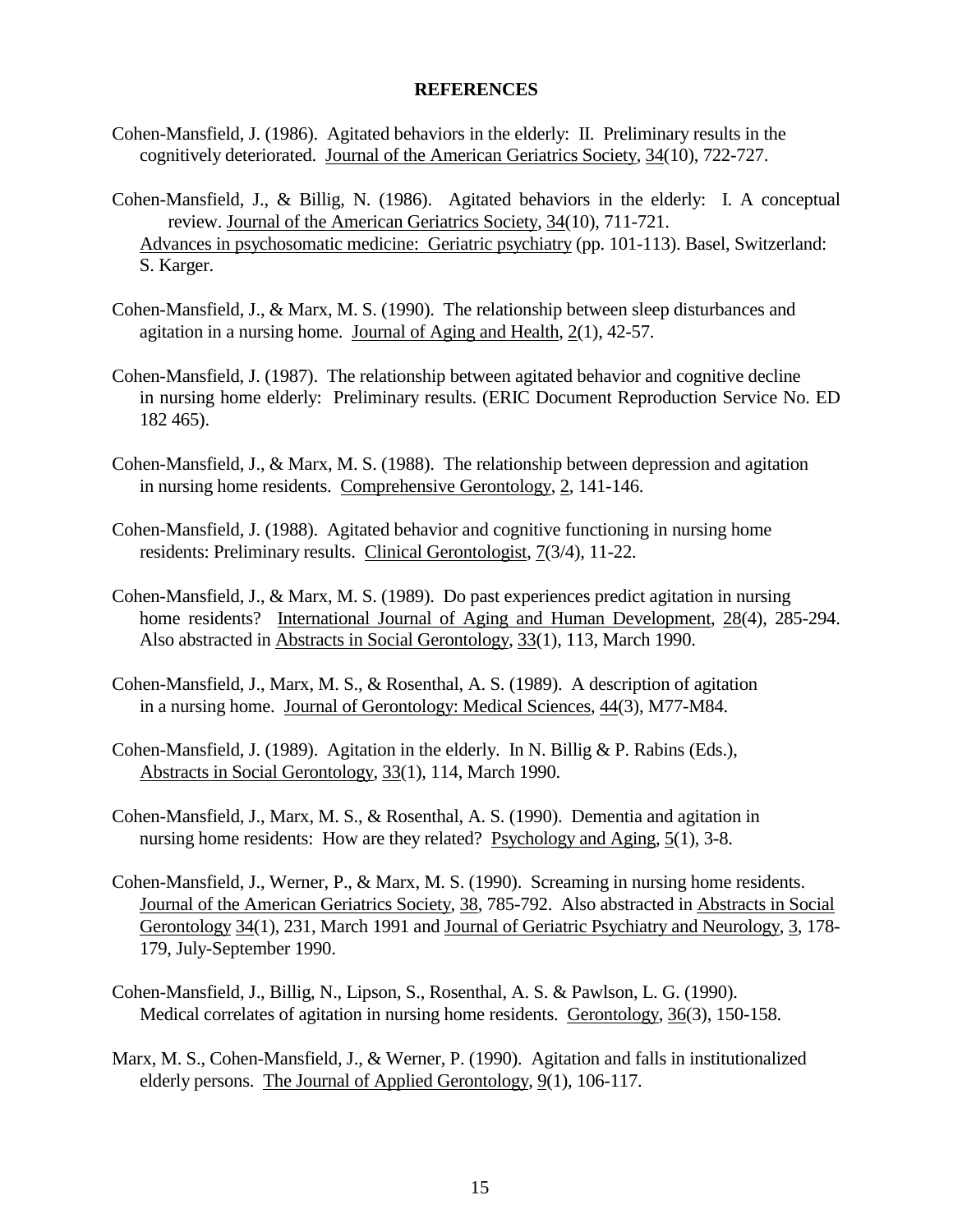**REFERENCES**

Cohen-Mansfield, J. (1986). Agitated behaviors in the elderly: II. Preliminary results in the cognitively deteriorated. Journal of the American Geriatrics Society, 34(10), 722-727.

Cohen-Mansfield, J., & Billig, N. (1986). Agitated behaviors in the elderly: I. A conceptual review. Journal of the American Geriatrics Society, 34(10), 711-721. Advances in psychosomatic medicine: Geriatric psychiatry (pp. 101-113). Basel, Switzerland: S. Karger.

Cohen-Mansfield, J., & Marx, M. S. (1990). The relationship between sleep disturbances and agitation in a nursing home. Journal of Aging and Health, 2(1), 42-57.

Cohen-Mansfield, J. (1987). The relationship between agitated behavior and cognitive decline in nursing home elderly: Preliminary results. (ERIC Document Reproduction Service No. ED 182 465).

Cohen-Mansfield, J., & Marx, M. S. (1988). The relationship between depression and agitation in nursing home residents. Comprehensive Gerontology, 2, 141-146.

Cohen-Mansfield, J. (1988). Agitated behavior and cognitive functioning in nursing home residents: Preliminary results. Clinical Gerontologist, 7(3/4), 11-22.

Cohen-Mansfield, J., & Marx, M. S. (1989). Do past experiences predict agitation in nursing home residents? International Journal of Aging and Human Development, 28(4), 285-294. Also abstracted in Abstracts in Social Gerontology, 33(1), 113, March 1990.

Cohen-Mansfield, J., Marx, M. S., & Rosenthal, A. S. (1989). A description of agitation in a nursing home. Journal of Gerontology: Medical Sciences, 44(3), M77-M84.

Cohen-Mansfield, J. (1989). Agitation in the elderly. In N. Billig & P. Rabins (Eds.), Abstracts in Social Gerontology, 33(1), 114, March 1990.

Cohen-Mansfield, J., Marx, M. S., & Rosenthal, A. S. (1990). Dementia and agitation in nursing home residents: How are they related? Psychology and Aging, 5(1), 3-8.

Cohen-Mansfield, J., Werner, P., & Marx, M. S. (1990). Screaming in nursing home residents. Journal of the American Geriatrics Society, 38, 785-792. Also abstracted in Abstracts in Social Gerontology 34(1), 231, March 1991 and Journal of Geriatric Psychiatry and Neurology, 3, 178-179, July-September 1990.

Cohen-Mansfield, J., Billig, N., Lipson, S., Rosenthal, A. S. & Pawlson, L. G. (1990). Medical correlates of agitation in nursing home residents. Gerontology, 36(3), 150-158.

Marx, M. S., Cohen-Mansfield, J., & Werner, P. (1990). Agitation and falls in institutionalized elderly persons. The Journal of Applied Gerontology, 9(1), 106-117.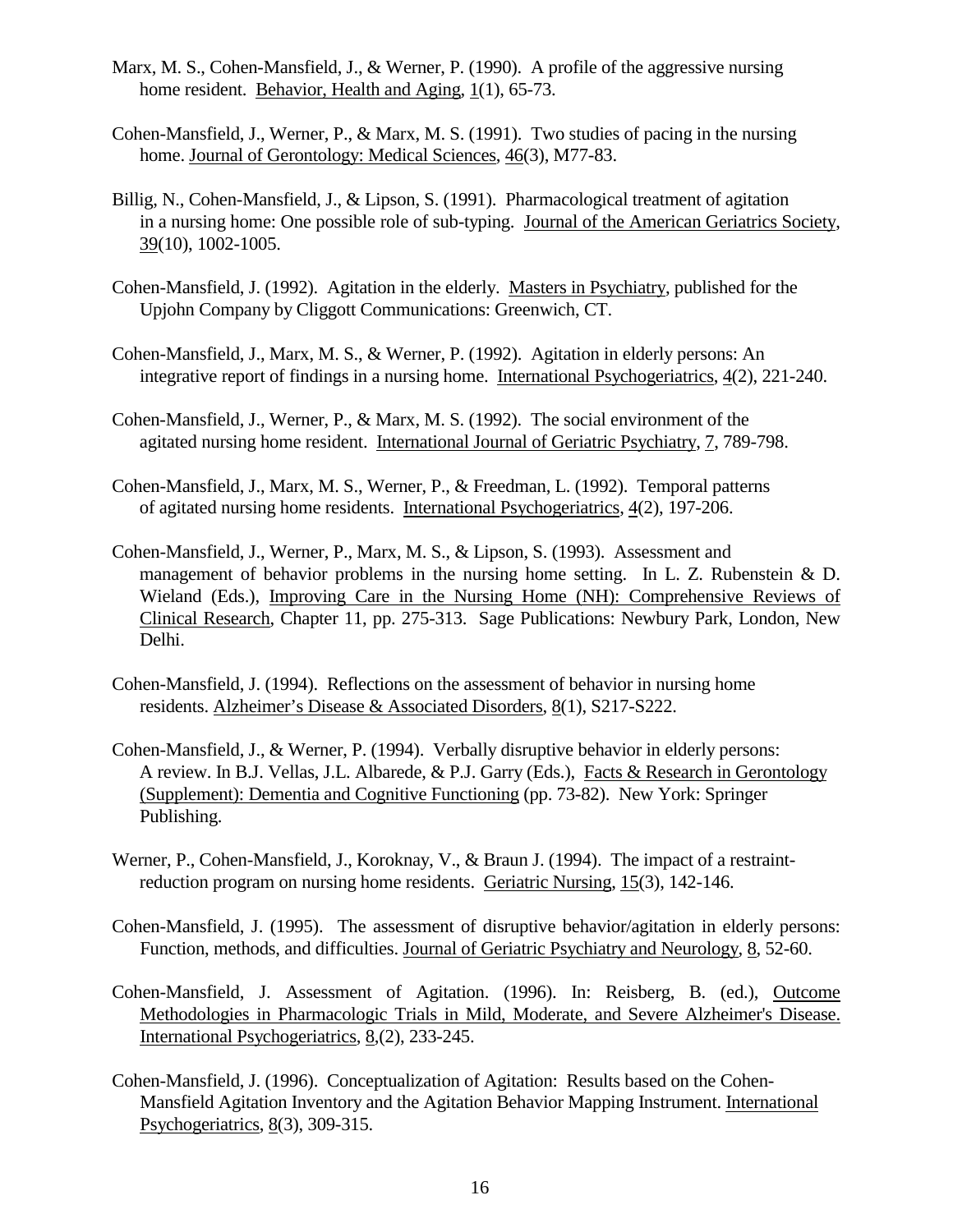Marx, M. S., Cohen-Mansfield, J., & Werner, P. (1990). A profile of the aggressive nursing home resident. Behavior, Health and Aging, 1(1), 65-73.

Cohen-Mansfield, J., Werner, P., & Marx, M. S. (1991). Two studies of pacing in the nursing home. Journal of Gerontology: Medical Sciences, 46(3), M77-83.

Billig, N., Cohen-Mansfield, J., & Lipson, S. (1991). Pharmacological treatment of agitation in a nursing home: One possible role of sub-typing. Journal of the American Geriatrics Society, 39(10), 1002-1005.

Cohen-Mansfield, J. (1992). Agitation in the elderly. Masters in Psychiatry, published for the Upjohn Company by Cliggott Communications: Greenwich, CT.

Cohen-Mansfield, J., Marx, M. S., & Werner, P. (1992). Agitation in elderly persons: An integrative report of findings in a nursing home. International Psychogeriatrics, 4(2), 221-240.

Cohen-Mansfield, J., Werner, P., & Marx, M. S. (1992). The social environment of the agitated nursing home resident. International Journal of Geriatric Psychiatry, 7, 789-798.

Cohen-Mansfield, J., Marx, M. S., Werner, P., & Freedman, L. (1992). Temporal patterns of agitated nursing home residents. International Psychogeriatrics, 4(2), 197-206.

Cohen-Mansfield, J., Werner, P., Marx, M. S., & Lipson, S. (1993). Assessment and management of behavior problems in the nursing home setting. In L. Z. Rubenstein & D. Wieland (Eds.), Improving Care in the Nursing Home (NH): Comprehensive Reviews of Clinical Research, Chapter 11, pp. 275-313. Sage Publications: Newbury Park, London, New Delhi.

Cohen-Mansfield, J. (1994). Reflections on the assessment of behavior in nursing home residents. Alzheimer's Disease & Associated Disorders, 8(1), S217-S222.

Cohen-Mansfield, J., & Werner, P. (1994). Verbally disruptive behavior in elderly persons: A review. In B.J. Vellas, J.L. Albarede, & P.J. Garry (Eds.), Facts & Research in Gerontology (Supplement): Dementia and Cognitive Functioning (pp. 73-82). New York: Springer Publishing.

Werner, P., Cohen-Mansfield, J., Koroknay, V., & Braun J. (1994). The impact of a restraint-reduction program on nursing home residents. Geriatric Nursing, 15(3), 142-146.

Cohen-Mansfield, J. (1995). The assessment of disruptive behavior/agitation in elderly persons: Function, methods, and difficulties. Journal of Geriatric Psychiatry and Neurology, 8, 52-60.

Cohen-Mansfield, J. Assessment of Agitation. (1996). In: Reisberg, B. (ed.), Outcome Methodologies in Pharmacologic Trials in Mild, Moderate, and Severe Alzheimer's Disease. International Psychogeriatrics, 8,(2), 233-245.

Cohen-Mansfield, J. (1996). Conceptualization of Agitation: Results based on the Cohen-Mansfield Agitation Inventory and the Agitation Behavior Mapping Instrument. International Psychogeriatrics, 8(3), 309-315.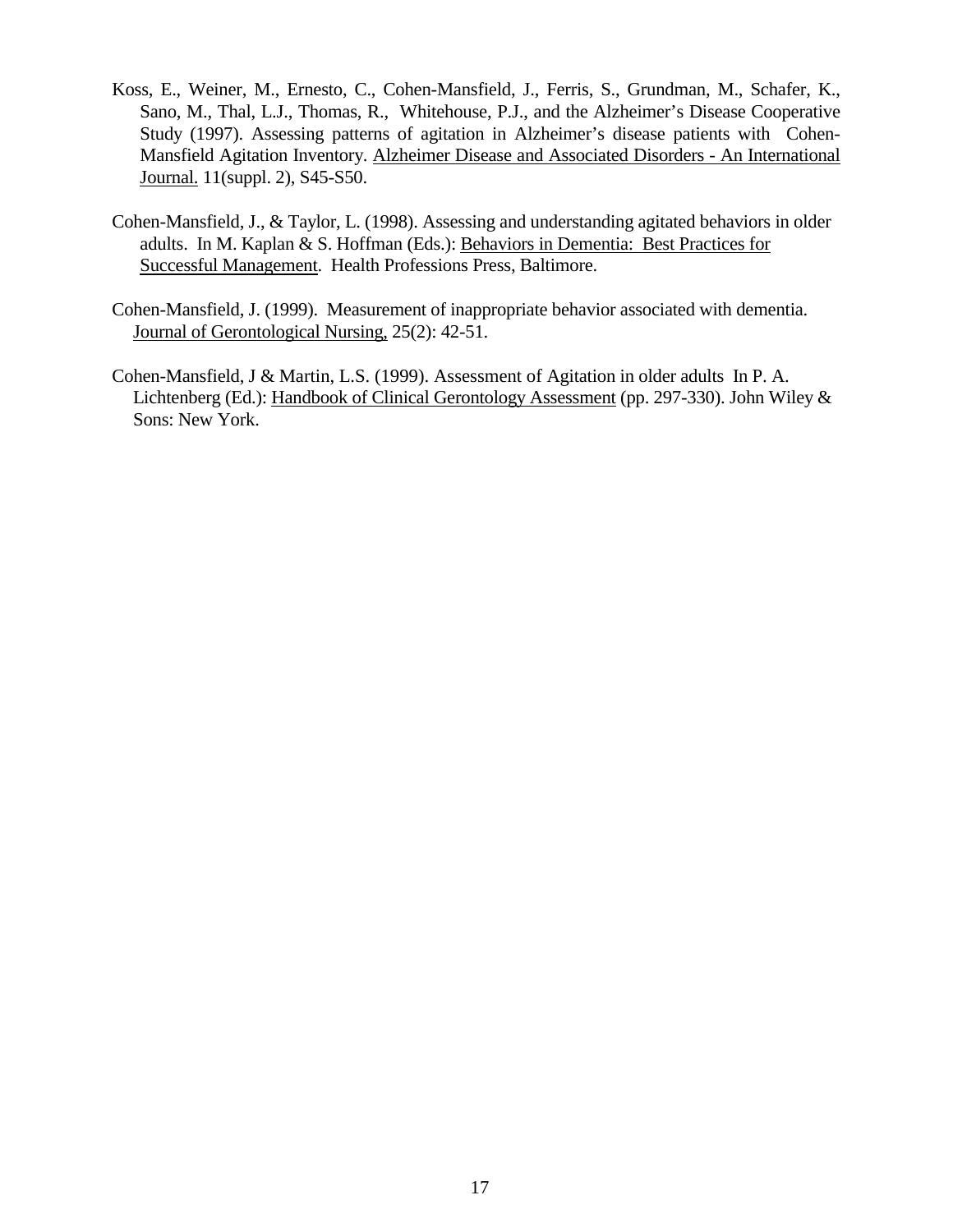Koss, E., Weiner, M., Ernesto, C., Cohen-Mansfield, J., Ferris, S., Grundman, M., Schafer, K., Sano, M., Thal, L.J., Thomas, R., Whitehouse, P.J., and the Alzheimer's Disease Cooperative Study (1997). Assessing patterns of agitation in Alzheimer's disease patients with Cohen-Mansfield Agitation Inventory. Alzheimer Disease and Associated Disorders - An International Journal. 11(suppl. 2), S45-S50.

Cohen-Mansfield, J., & Taylor, L. (1998). Assessing and understanding agitated behaviors in older adults. In M. Kaplan & S. Hoffman (Eds.): Behaviors in Dementia: Best Practices for Successful Management. Health Professions Press, Baltimore.

Cohen-Mansfield, J. (1999). Measurement of inappropriate behavior associated with dementia. Journal of Gerontological Nursing, 25(2): 42-51.

Cohen-Mansfield, J & Martin, L.S. (1999). Assessment of Agitation in older adults In P. A. Lichtenberg (Ed.): Handbook of Clinical Gerontology Assessment (pp. 297-330). John Wiley & Sons: New York.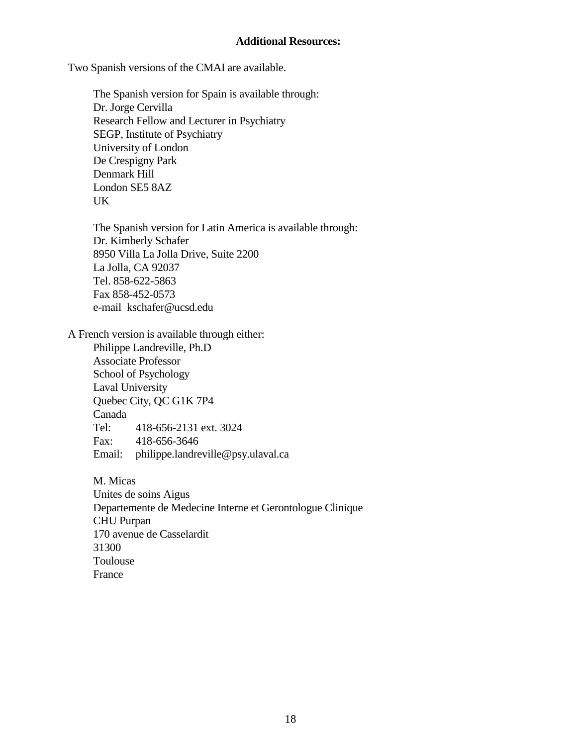## Additional Resources:

Two Spanish versions of the CMAI are available.

The Spanish version for Spain is available through:
Dr. Jorge Cervilla
Research Fellow and Lecturer in Psychiatry
SEGP, Institute of Psychiatry
University of London
De Crespigny Park
Denmark Hill
London SE5 8AZ
UK

The Spanish version for Latin America is available through:
Dr. Kimberly Schafer
8950 Villa La Jolla Drive, Suite 2200
La Jolla, CA 92037
Tel. 858-622-5863
Fax 858-452-0573
e-mail kschafer@ucsd.edu

A French version is available through either:

Philippe Landreville, Ph.D
Associate Professor
School of Psychology
Laval University
Quebec City, QC G1K 7P4
Canada
Tel: 418-656-2131 ext. 3024
Fax: 418-656-3646
Email: philippe.landreville@psy.ulaval.ca

M. Micas
Unites de soins Aigus
Departemente de Medecine Interne et Gerontologue Clinique
CHU Purpan
170 avenue de Casselardit
31300
Toulouse
France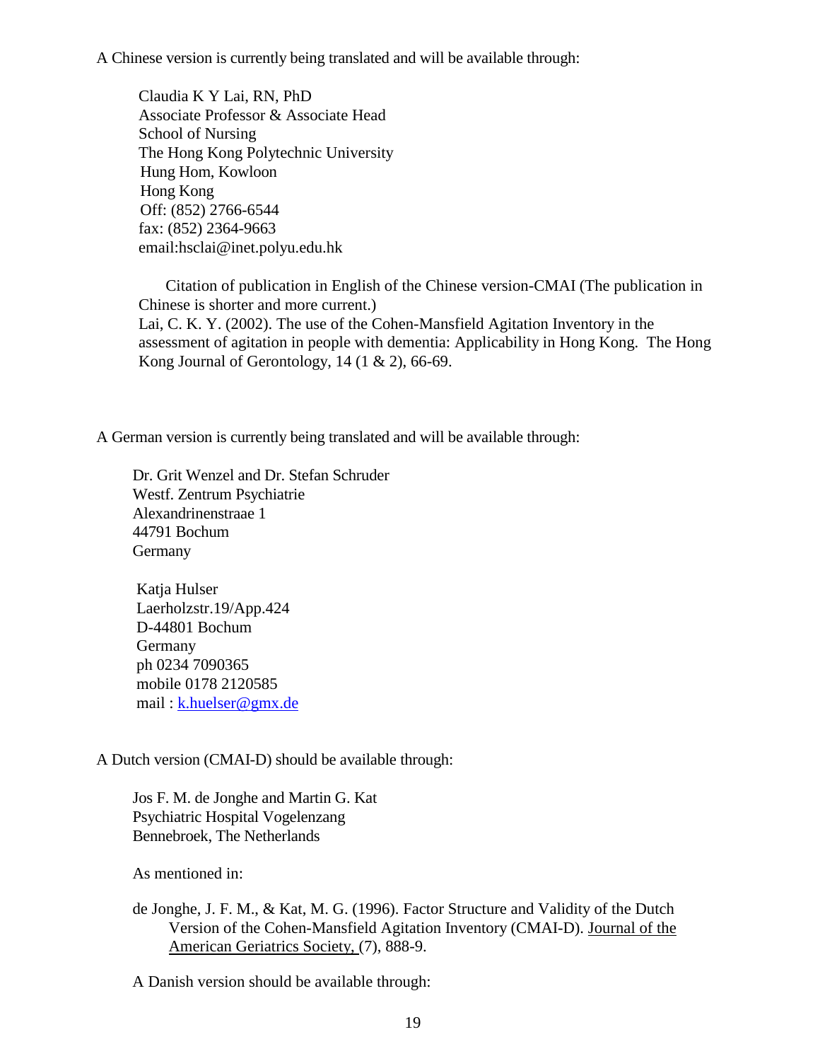A Chinese version is currently being translated and will be available through:

Claudia K Y Lai, RN, PhD
Associate Professor & Associate Head
School of Nursing
The Hong Kong Polytechnic University
Hung Hom, Kowloon
Hong Kong
Off: (852) 2766-6544
fax: (852) 2364-9663
email:hsclai@inet.polyu.edu.hk

Citation of publication in English of the Chinese version-CMAI (The publication in Chinese is shorter and more current.)
Lai, C. K. Y. (2002). The use of the Cohen-Mansfield Agitation Inventory in the assessment of agitation in people with dementia: Applicability in Hong Kong. The Hong Kong Journal of Gerontology, 14 (1 & 2), 66-69.

A German version is currently being translated and will be available through:

Dr. Grit Wenzel and Dr. Stefan Schruder
Westf. Zentrum Psychiatrie
Alexandrinenstraae 1
44791 Bochum
Germany

Katja Hulser
Laerholzstr.19/App.424
D-44801 Bochum
Germany
ph 0234 7090365
mobile 0178 2120585
mail : k.huelser@gmx.de

A Dutch version (CMAI-D) should be available through:

Jos F. M. de Jonghe and Martin G. Kat
Psychiatric Hospital Vogelenzang
Bennebroek, The Netherlands

As mentioned in:

de Jonghe, J. F. M., & Kat, M. G. (1996). Factor Structure and Validity of the Dutch Version of the Cohen-Mansfield Agitation Inventory (CMAI-D). Journal of the American Geriatrics Society, (7), 888-9.

A Danish version should be available through: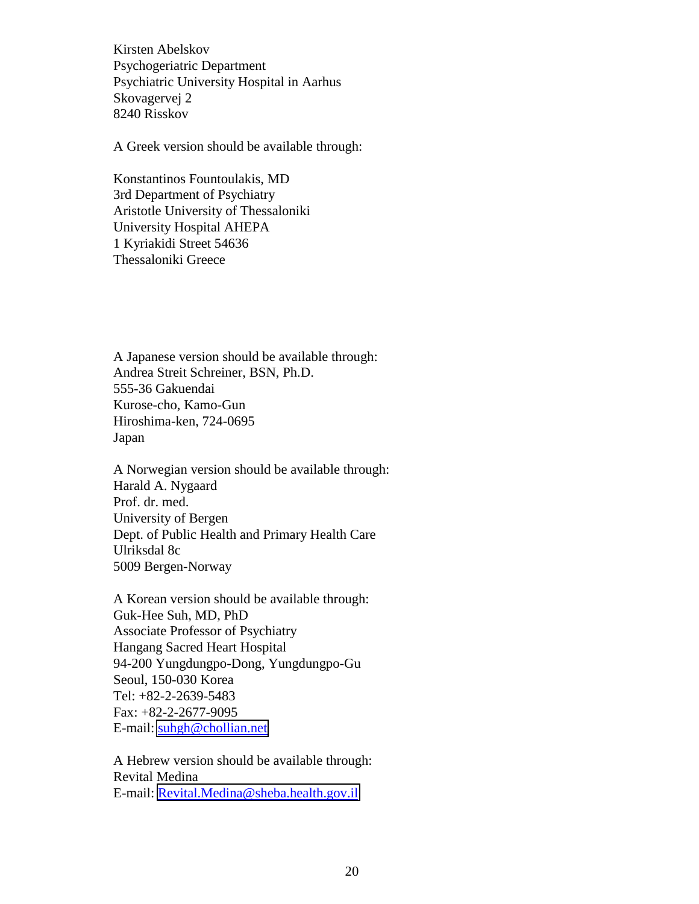Kirsten Abelskov
Psychogeriatric Department
Psychiatric University Hospital in Aarhus
Skovagervej 2
8240 Risskov

A Greek version should be available through:

Konstantinos Fountoulakis, MD
3rd Department of Psychiatry
Aristotle University of Thessaloniki
University Hospital AHEPA
1 Kyriakidi Street 54636
Thessaloniki Greece

A Japanese version should be available through:
Andrea Streit Schreiner, BSN, Ph.D.
555-36 Gakuendai
Kurose-cho, Kamo-Gun
Hiroshima-ken, 724-0695
Japan

A Norwegian version should be available through:
Harald A. Nygaard
Prof. dr. med.
University of Bergen
Dept. of Public Health and Primary Health Care
Ulriksdal 8c
5009 Bergen-Norway

A Korean version should be available through:
Guk-Hee Suh, MD, PhD
Associate Professor of Psychiatry
Hangang Sacred Heart Hospital
94-200 Yungdungpo-Dong, Yungdungpo-Gu
Seoul, 150-030 Korea
Tel: +82-2-2639-5483
Fax: +82-2-2677-9095
E-mail: suhgh@chollian.net

A Hebrew version should be available through:
Revital Medina
E-mail: Revital.Medina@sheba.health.gov.il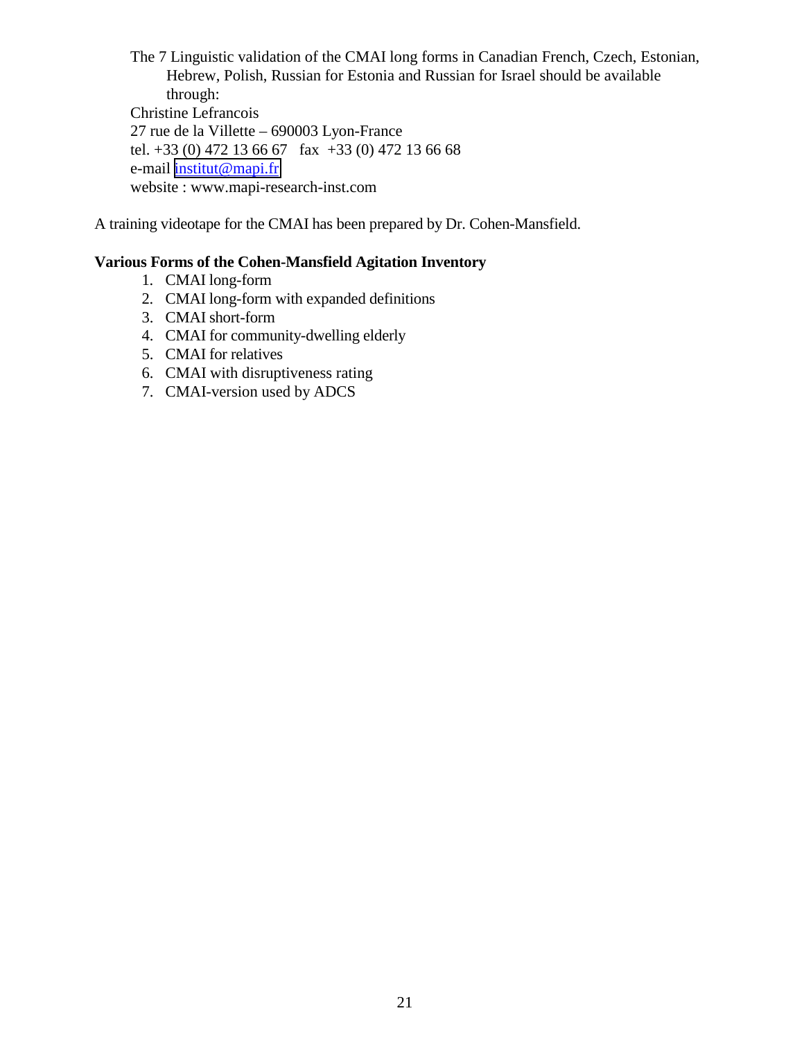The 7 Linguistic validation of the CMAI long forms in Canadian French, Czech, Estonian, Hebrew, Polish, Russian for Estonia and Russian for Israel should be available through:

Christine Lefrancois
27 rue de la Villette – 690003 Lyon-France
tel. +33 (0) 472 13 66 67 fax +33 (0) 472 13 66 68
e-mail institut@mapi.fr
website : www.mapi-research-inst.com

A training videotape for the CMAI has been prepared by Dr. Cohen-Mansfield.

**Various Forms of the Cohen-Mansfield Agitation Inventory**

1. CMAI long-form
2. CMAI long-form with expanded definitions
3. CMAI short-form
4. CMAI for community-dwelling elderly
5. CMAI for relatives
6. CMAI with disruptiveness rating
7. CMAI-version used by ADCS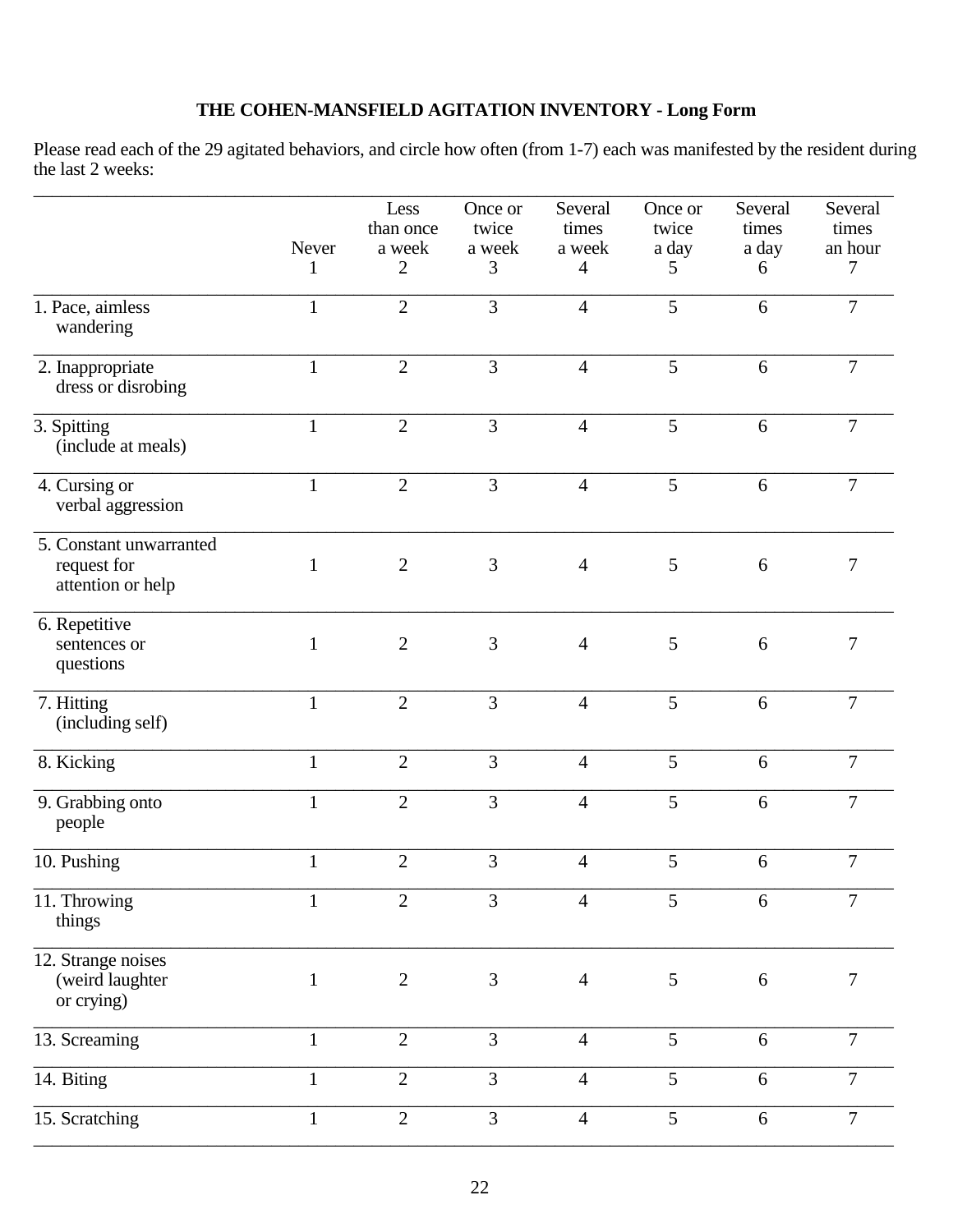**THE COHEN-MANSFIELD AGITATION INVENTORY - Long Form**

Please read each of the 29 agitated behaviors, and circle how often (from 1-7) each was manifested by the resident during the last 2 weeks:

| | Never 1 | Less than once a week 2 | Once or twice a week 3 | Several times a week 4 | Once or twice a day 5 | Several times a day 6 | Several times an hour 7 |
|---|---|---|---|---|---|---|---|
| 1. Pace, aimless wandering | 1 | 2 | 3 | 4 | 5 | 6 | 7 |
| 2. Inappropriate dress or disrobing | 1 | 2 | 3 | 4 | 5 | 6 | 7 |
| 3. Spitting (include at meals) | 1 | 2 | 3 | 4 | 5 | 6 | 7 |
| 4. Cursing or verbal aggression | 1 | 2 | 3 | 4 | 5 | 6 | 7 |
| 5. Constant unwarranted request for attention or help | 1 | 2 | 3 | 4 | 5 | 6 | 7 |
| 6. Repetitive sentences or questions | 1 | 2 | 3 | 4 | 5 | 6 | 7 |
| 7. Hitting (including self) | 1 | 2 | 3 | 4 | 5 | 6 | 7 |
| 8. Kicking | 1 | 2 | 3 | 4 | 5 | 6 | 7 |
| 9. Grabbing onto people | 1 | 2 | 3 | 4 | 5 | 6 | 7 |
| 10. Pushing | 1 | 2 | 3 | 4 | 5 | 6 | 7 |
| 11. Throwing things | 1 | 2 | 3 | 4 | 5 | 6 | 7 |
| 12. Strange noises (weird laughter or crying) | 1 | 2 | 3 | 4 | 5 | 6 | 7 |
| 13. Screaming | 1 | 2 | 3 | 4 | 5 | 6 | 7 |
| 14. Biting | 1 | 2 | 3 | 4 | 5 | 6 | 7 |
| 15. Scratching | 1 | 2 | 3 | 4 | 5 | 6 | 7 |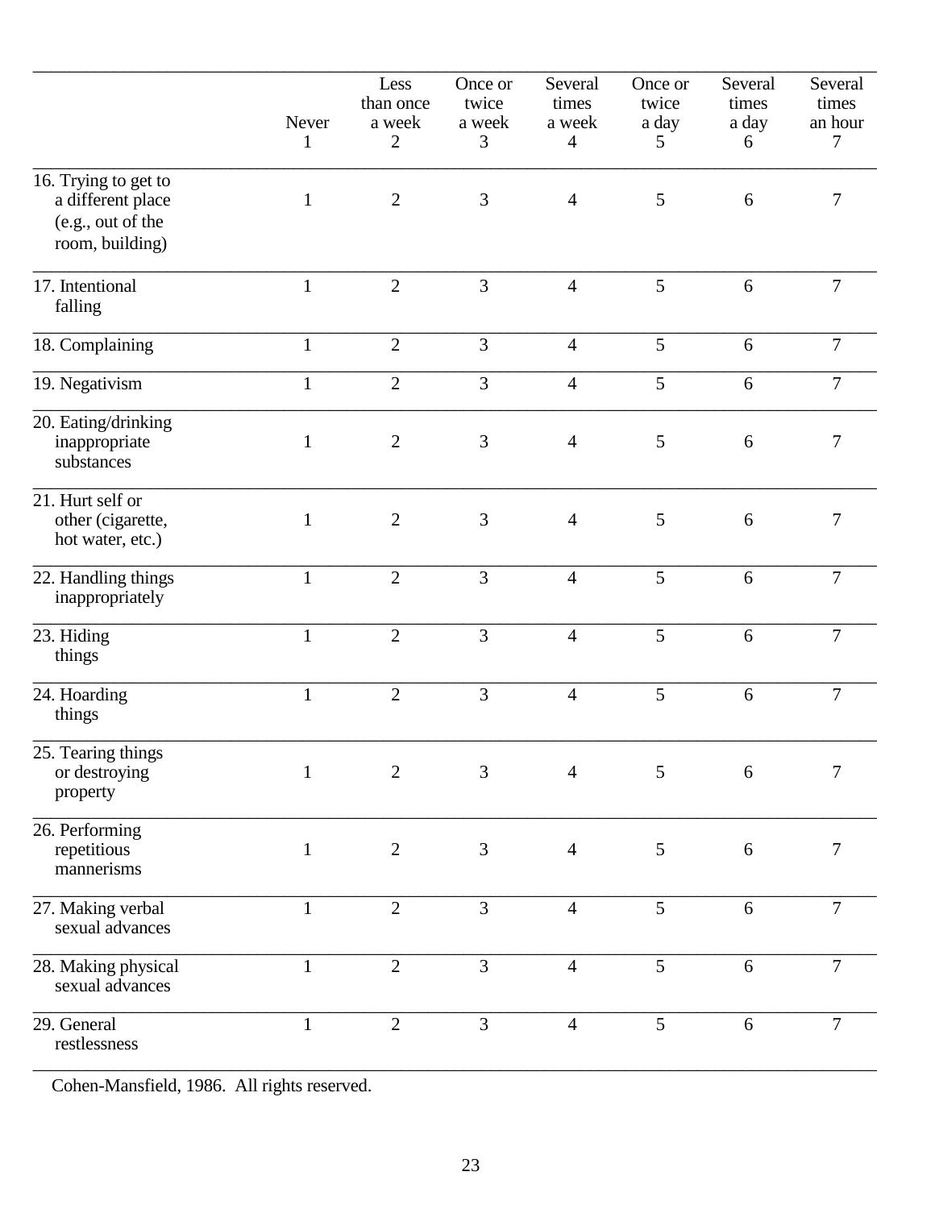| | Never 1 | Less than once a week 2 | Once or twice a week 3 | Several times a week 4 | Once or twice a day 5 | Several times a day 6 | Several times an hour 7 |
|---|---|---|---|---|---|---|---|
| 16. Trying to get to a different place (e.g., out of the room, building) | 1 | 2 | 3 | 4 | 5 | 6 | 7 |
| 17. Intentional falling | 1 | 2 | 3 | 4 | 5 | 6 | 7 |
| 18. Complaining | 1 | 2 | 3 | 4 | 5 | 6 | 7 |
| 19. Negativism | 1 | 2 | 3 | 4 | 5 | 6 | 7 |
| 20. Eating/drinking inappropriate substances | 1 | 2 | 3 | 4 | 5 | 6 | 7 |
| 21. Hurt self or other (cigarette, hot water, etc.) | 1 | 2 | 3 | 4 | 5 | 6 | 7 |
| 22. Handling things inappropriately | 1 | 2 | 3 | 4 | 5 | 6 | 7 |
| 23. Hiding things | 1 | 2 | 3 | 4 | 5 | 6 | 7 |
| 24. Hoarding things | 1 | 2 | 3 | 4 | 5 | 6 | 7 |
| 25. Tearing things or destroying property | 1 | 2 | 3 | 4 | 5 | 6 | 7 |
| 26. Performing repetitious mannerisms | 1 | 2 | 3 | 4 | 5 | 6 | 7 |
| 27. Making verbal sexual advances | 1 | 2 | 3 | 4 | 5 | 6 | 7 |
| 28. Making physical sexual advances | 1 | 2 | 3 | 4 | 5 | 6 | 7 |
| 29. General restlessness | 1 | 2 | 3 | 4 | 5 | 6 | 7 |

Cohen-Mansfield, 1986. All rights reserved.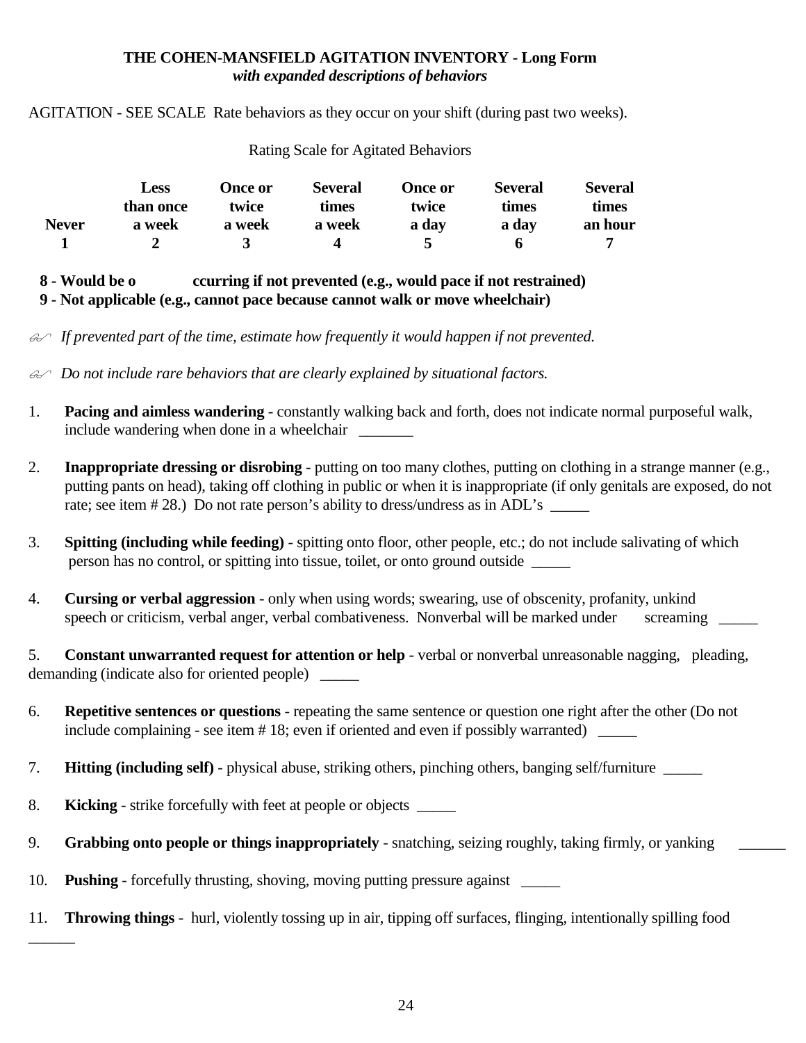**THE COHEN-MANSFIELD AGITATION INVENTORY - Long Form**
***with expanded descriptions of behaviors***

AGITATION - SEE SCALE Rate behaviors as they occur on your shift (during past two weeks).

Rating Scale for Agitated Behaviors

| Never | Less than once a week | Once or twice a week | Several times a week | Once or twice a day | Several times a day | Several times an hour |
|---|---|---|---|---|---|---|
| 1 | 2 | 3 | 4 | 5 | 6 | 7 |

**8 - Would be occurring if not prevented (e.g., would pace if not restrained)**
**9 - Not applicable (e.g., cannot pace because cannot walk or move wheelchair)**

- *If prevented part of the time, estimate how frequently it would happen if not prevented.*
- *Do not include rare behaviors that are clearly explained by situational factors.*

1. **Pacing and aimless wandering** - constantly walking back and forth, does not indicate normal purposeful walk, include wandering when done in a wheelchair _______

2. **Inappropriate dressing or disrobing** - putting on too many clothes, putting on clothing in a strange manner (e.g., putting pants on head), taking off clothing in public or when it is inappropriate (if only genitals are exposed, do not rate; see item # 28.) Do not rate person's ability to dress/undress as in ADL's _____

3. **Spitting (including while feeding)** - spitting onto floor, other people, etc.; do not include salivating of which person has no control, or spitting into tissue, toilet, or onto ground outside _____

4. **Cursing or verbal aggression** - only when using words; swearing, use of obscenity, profanity, unkind speech or criticism, verbal anger, verbal combativeness. Nonverbal will be marked under screaming _____

5. **Constant unwarranted request for attention or help** - verbal or nonverbal unreasonable nagging, pleading, demanding (indicate also for oriented people) _____

6. **Repetitive sentences or questions** - repeating the same sentence or question one right after the other (Do not include complaining - see item # 18; even if oriented and even if possibly warranted) _____

7. **Hitting (including self)** - physical abuse, striking others, pinching others, banging self/furniture _____

8. **Kicking** - strike forcefully with feet at people or objects _____

9. **Grabbing onto people or things inappropriately** - snatching, seizing roughly, taking firmly, or yanking ______

10. **Pushing** - forcefully thrusting, shoving, moving putting pressure against _____

11. **Throwing things** - hurl, violently tossing up in air, tipping off surfaces, flinging, intentionally spilling food ______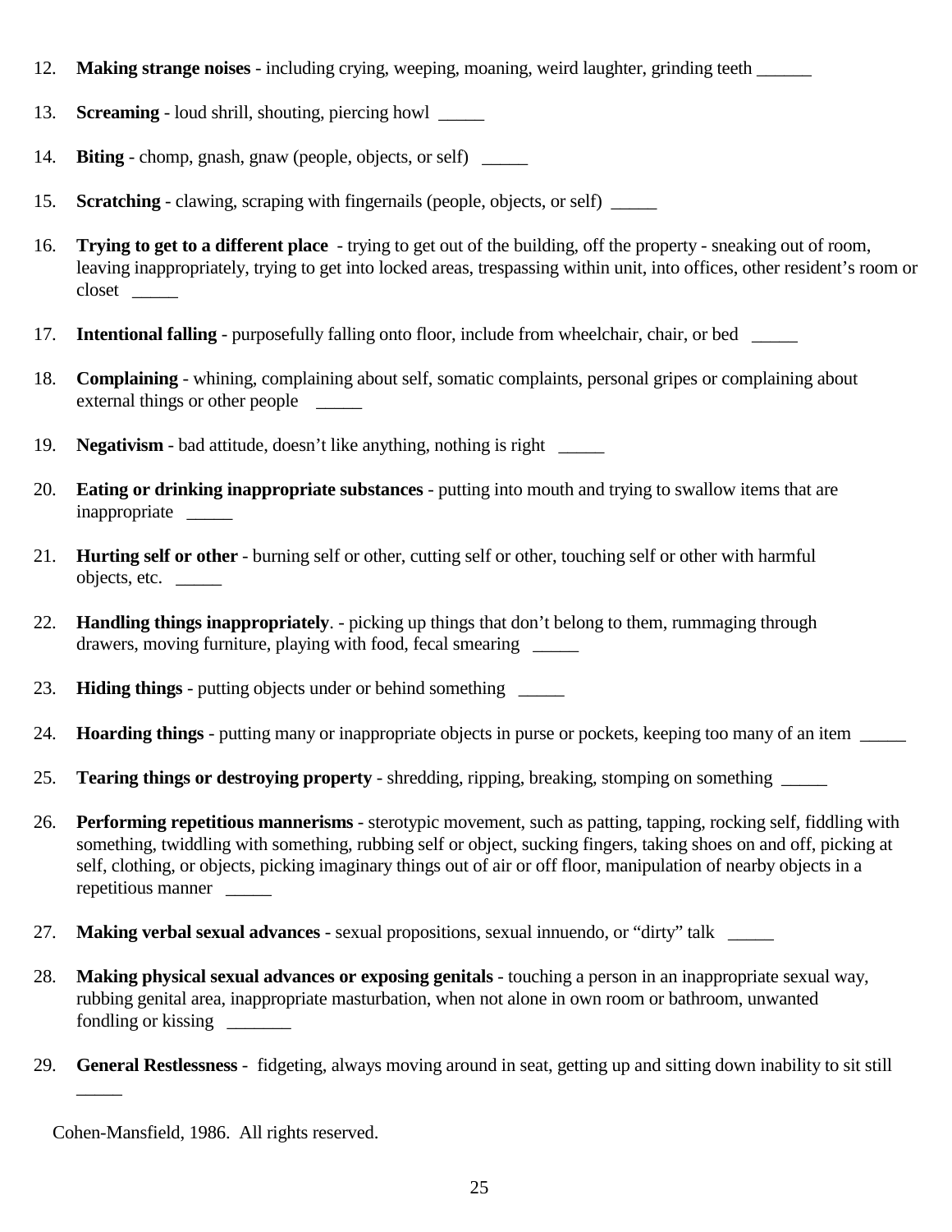12. **Making strange noises** - including crying, weeping, moaning, weird laughter, grinding teeth ______

13. **Screaming** - loud shrill, shouting, piercing howl _____

14. **Biting** - chomp, gnash, gnaw (people, objects, or self) _____

15. **Scratching** - clawing, scraping with fingernails (people, objects, or self) _____

16. **Trying to get to a different place** - trying to get out of the building, off the property - sneaking out of room, leaving inappropriately, trying to get into locked areas, trespassing within unit, into offices, other resident's room or closet _____

17. **Intentional falling** - purposefully falling onto floor, include from wheelchair, chair, or bed _____

18. **Complaining** - whining, complaining about self, somatic complaints, personal gripes or complaining about external things or other people _____

19. **Negativism** - bad attitude, doesn't like anything, nothing is right _____

20. **Eating or drinking inappropriate substances** - putting into mouth and trying to swallow items that are inappropriate _____

21. **Hurting self or other** - burning self or other, cutting self or other, touching self or other with harmful objects, etc. _____

22. **Handling things inappropriately**. - picking up things that don't belong to them, rummaging through drawers, moving furniture, playing with food, fecal smearing _____

23. **Hiding things** - putting objects under or behind something _____

24. **Hoarding things** - putting many or inappropriate objects in purse or pockets, keeping too many of an item _____

25. **Tearing things or destroying property** - shredding, ripping, breaking, stomping on something _____

26. **Performing repetitious mannerisms** - sterotypic movement, such as patting, tapping, rocking self, fiddling with something, twiddling with something, rubbing self or object, sucking fingers, taking shoes on and off, picking at self, clothing, or objects, picking imaginary things out of air or off floor, manipulation of nearby objects in a repetitious manner _____

27. **Making verbal sexual advances** - sexual propositions, sexual innuendo, or "dirty" talk _____

28. **Making physical sexual advances or exposing genitals** - touching a person in an inappropriate sexual way, rubbing genital area, inappropriate masturbation, when not alone in own room or bathroom, unwanted fondling or kissing _______

29. **General Restlessness** - fidgeting, always moving around in seat, getting up and sitting down inability to sit still _____

Cohen-Mansfield, 1986. All rights reserved.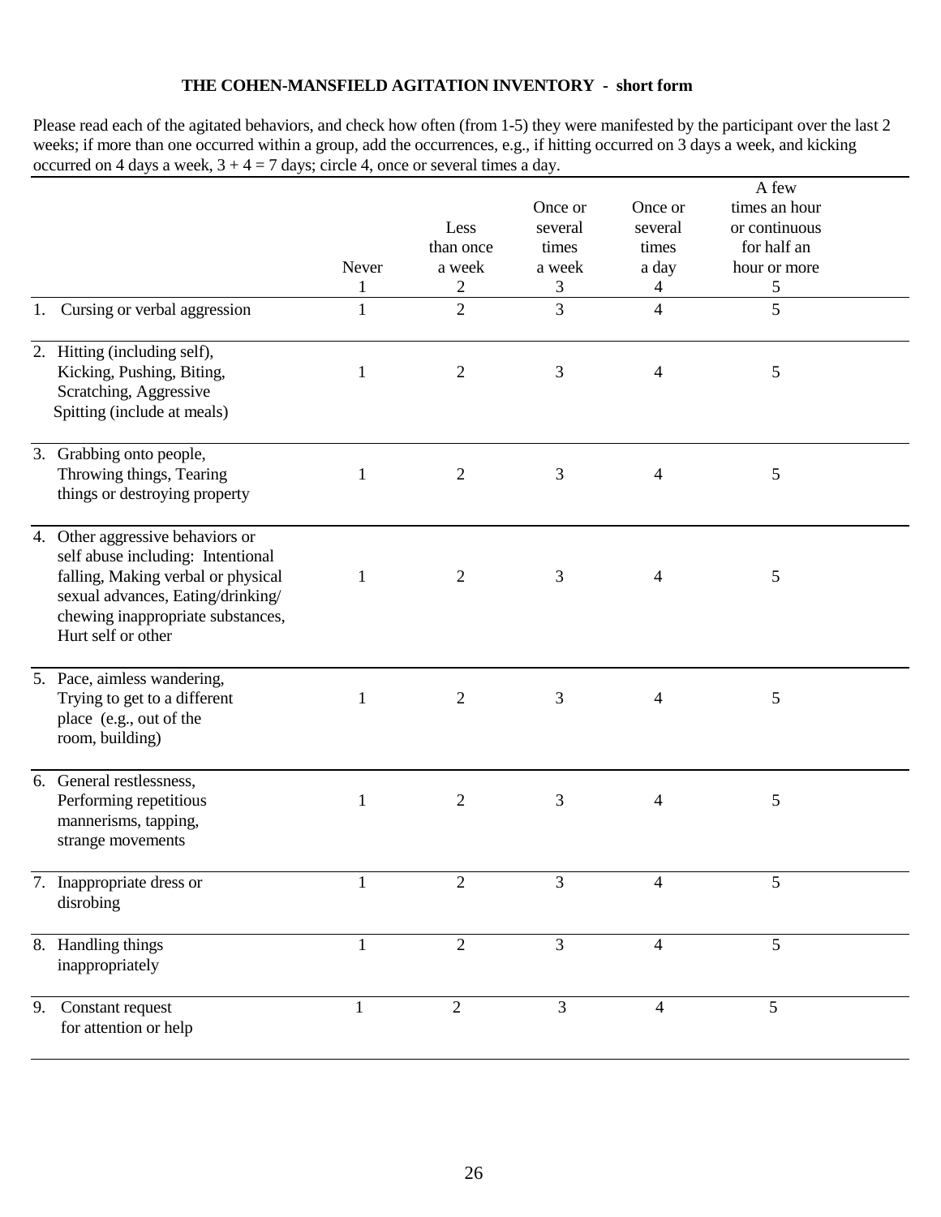**THE COHEN-MANSFIELD AGITATION INVENTORY - short form**

Please read each of the agitated behaviors, and check how often (from 1-5) they were manifested by the participant over the last 2 weeks; if more than one occurred within a group, add the occurrences, e.g., if hitting occurred on 3 days a week, and kicking occurred on 4 days a week, 3 + 4 = 7 days; circle 4, once or several times a day.

| | Never 1 | Less than once a week 2 | Once or several times a week 3 | Once or several times a day 4 | A few times an hour or continuous for half an hour or more 5 |
|---|---|---|---|---|---|
| 1. Cursing or verbal aggression | 1 | 2 | 3 | 4 | 5 |
| 2. Hitting (including self), Kicking, Pushing, Biting, Scratching, Aggressive Spitting (include at meals) | 1 | 2 | 3 | 4 | 5 |
| 3. Grabbing onto people, Throwing things, Tearing things or destroying property | 1 | 2 | 3 | 4 | 5 |
| 4. Other aggressive behaviors or self abuse including: Intentional falling, Making verbal or physical sexual advances, Eating/drinking/ chewing inappropriate substances, Hurt self or other | 1 | 2 | 3 | 4 | 5 |
| 5. Pace, aimless wandering, Trying to get to a different place (e.g., out of the room, building) | 1 | 2 | 3 | 4 | 5 |
| 6. General restlessness, Performing repetitious mannerisms, tapping, strange movements | 1 | 2 | 3 | 4 | 5 |
| 7. Inappropriate dress or disrobing | 1 | 2 | 3 | 4 | 5 |
| 8. Handling things inappropriately | 1 | 2 | 3 | 4 | 5 |
| 9. Constant request for attention or help | 1 | 2 | 3 | 4 | 5 |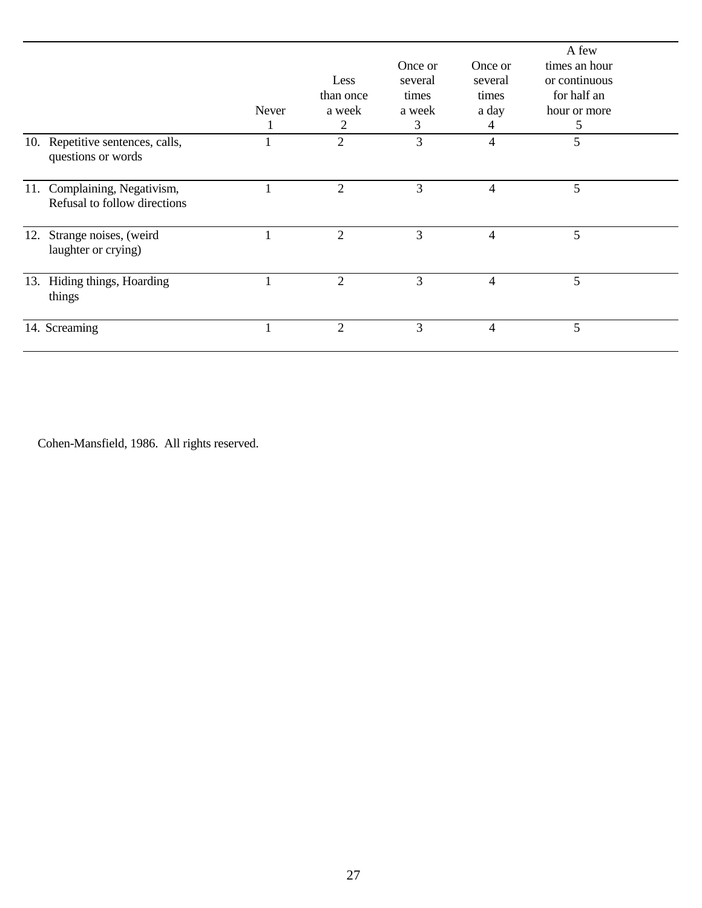| | Never 1 | Less than once a week 2 | Once or several times a week 3 | Once or several times a day 4 | A few times an hour or continuous for half an hour or more 5 |
|---|---|---|---|---|---|
| 10. Repetitive sentences, calls, questions or words | 1 | 2 | 3 | 4 | 5 |
| 11. Complaining, Negativism, Refusal to follow directions | 1 | 2 | 3 | 4 | 5 |
| 12. Strange noises, (weird laughter or crying) | 1 | 2 | 3 | 4 | 5 |
| 13. Hiding things, Hoarding things | 1 | 2 | 3 | 4 | 5 |
| 14. Screaming | 1 | 2 | 3 | 4 | 5 |

Cohen-Mansfield, 1986. All rights reserved.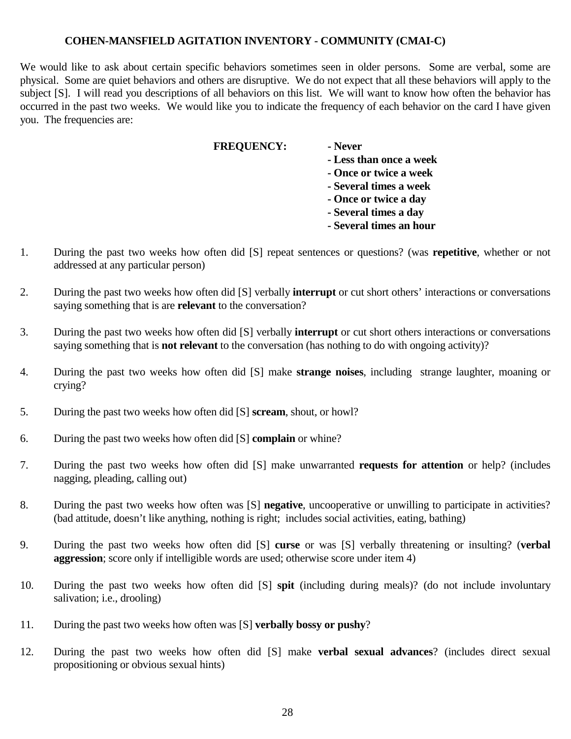## COHEN-MANSFIELD AGITATION INVENTORY - COMMUNITY (CMAI-C)

We would like to ask about certain specific behaviors sometimes seen in older persons. Some are verbal, some are physical. Some are quiet behaviors and others are disruptive. We do not expect that all these behaviors will apply to the subject [S]. I will read you descriptions of all behaviors on this list. We will want to know how often the behavior has occurred in the past two weeks. We would like you to indicate the frequency of each behavior on the card I have given you. The frequencies are:

**FREQUENCY:**
- **Never**
- **Less than once a week**
- **Once or twice a week**
- **Several times a week**
- **Once or twice a day**
- **Several times a day**
- **Several times an hour**

1. During the past two weeks how often did [S] repeat sentences or questions? (was **repetitive**, whether or not addressed at any particular person)

2. During the past two weeks how often did [S] verbally **interrupt** or cut short others' interactions or conversations saying something that is are **relevant** to the conversation?

3. During the past two weeks how often did [S] verbally **interrupt** or cut short others interactions or conversations saying something that is **not relevant** to the conversation (has nothing to do with ongoing activity)?

4. During the past two weeks how often did [S] make **strange noises**, including strange laughter, moaning or crying?

5. During the past two weeks how often did [S] **scream**, shout, or howl?

6. During the past two weeks how often did [S] **complain** or whine?

7. During the past two weeks how often did [S] make unwarranted **requests for attention** or help? (includes nagging, pleading, calling out)

8. During the past two weeks how often was [S] **negative**, uncooperative or unwilling to participate in activities? (bad attitude, doesn't like anything, nothing is right; includes social activities, eating, bathing)

9. During the past two weeks how often did [S] **curse** or was [S] verbally threatening or insulting? (**verbal aggression**; score only if intelligible words are used; otherwise score under item 4)

10. During the past two weeks how often did [S] **spit** (including during meals)? (do not include involuntary salivation; i.e., drooling)

11. During the past two weeks how often was [S] **verbally bossy or pushy**?

12. During the past two weeks how often did [S] make **verbal sexual advances**? (includes direct sexual propositioning or obvious sexual hints)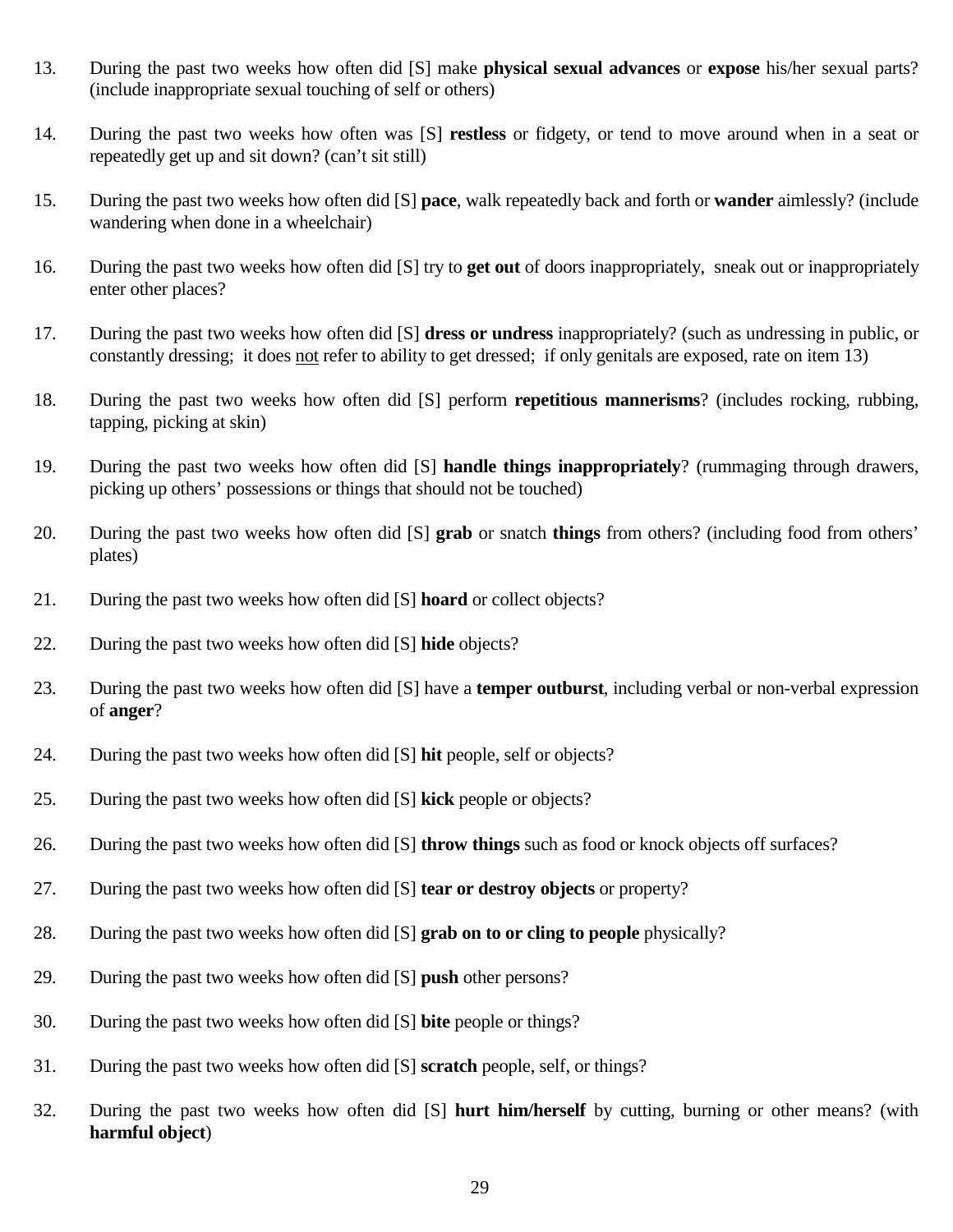13. During the past two weeks how often did [S] make **physical sexual advances** or **expose** his/her sexual parts? (include inappropriate sexual touching of self or others)

14. During the past two weeks how often was [S] **restless** or fidgety, or tend to move around when in a seat or repeatedly get up and sit down? (can't sit still)

15. During the past two weeks how often did [S] **pace**, walk repeatedly back and forth or **wander** aimlessly? (include wandering when done in a wheelchair)

16. During the past two weeks how often did [S] try to **get out** of doors inappropriately, sneak out or inappropriately enter other places?

17. During the past two weeks how often did [S] **dress or undress** inappropriately? (such as undressing in public, or constantly dressing; it does <u>not</u> refer to ability to get dressed; if only genitals are exposed, rate on item 13)

18. During the past two weeks how often did [S] perform **repetitious mannerisms**? (includes rocking, rubbing, tapping, picking at skin)

19. During the past two weeks how often did [S] **handle things inappropriately**? (rummaging through drawers, picking up others' possessions or things that should not be touched)

20. During the past two weeks how often did [S] **grab** or snatch **things** from others? (including food from others' plates)

21. During the past two weeks how often did [S] **hoard** or collect objects?

22. During the past two weeks how often did [S] **hide** objects?

23. During the past two weeks how often did [S] have a **temper outburst**, including verbal or non-verbal expression of **anger**?

24. During the past two weeks how often did [S] **hit** people, self or objects?

25. During the past two weeks how often did [S] **kick** people or objects?

26. During the past two weeks how often did [S] **throw things** such as food or knock objects off surfaces?

27. During the past two weeks how often did [S] **tear or destroy objects** or property?

28. During the past two weeks how often did [S] **grab on to or cling to people** physically?

29. During the past two weeks how often did [S] **push** other persons?

30. During the past two weeks how often did [S] **bite** people or things?

31. During the past two weeks how often did [S] **scratch** people, self, or things?

32. During the past two weeks how often did [S] **hurt him/herself** by cutting, burning or other means? (with **harmful object**)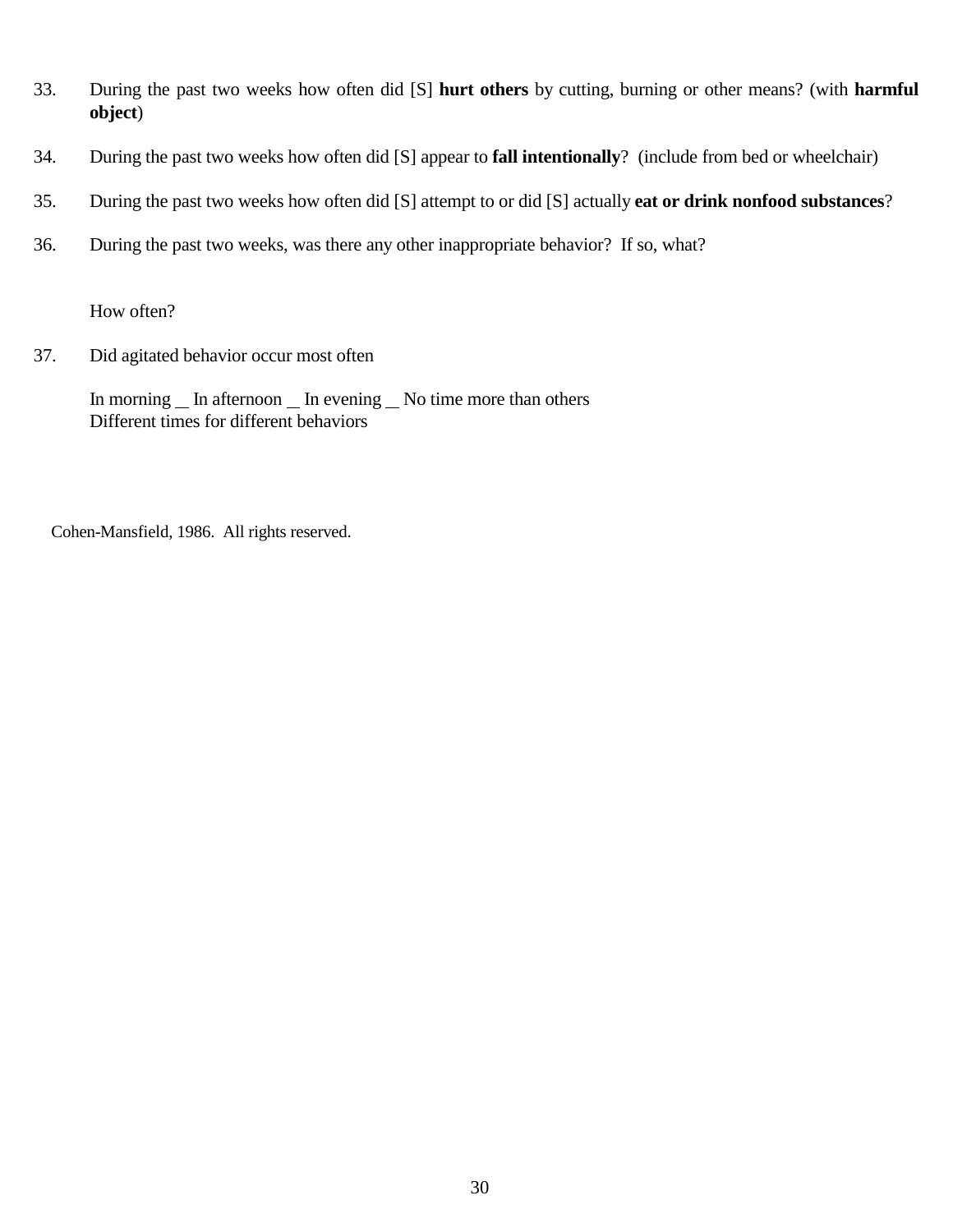33. During the past two weeks how often did [S] **hurt others** by cutting, burning or other means? (with **harmful object**)

34. During the past two weeks how often did [S] appear to **fall intentionally**? (include from bed or wheelchair)

35. During the past two weeks how often did [S] attempt to or did [S] actually **eat or drink nonfood substances**?

36. During the past two weeks, was there any other inappropriate behavior? If so, what?

    How often?

37. Did agitated behavior occur most often

    In morning __ In afternoon __ In evening __ No time more than others
    Different times for different behaviors

Cohen-Mansfield, 1986. All rights reserved.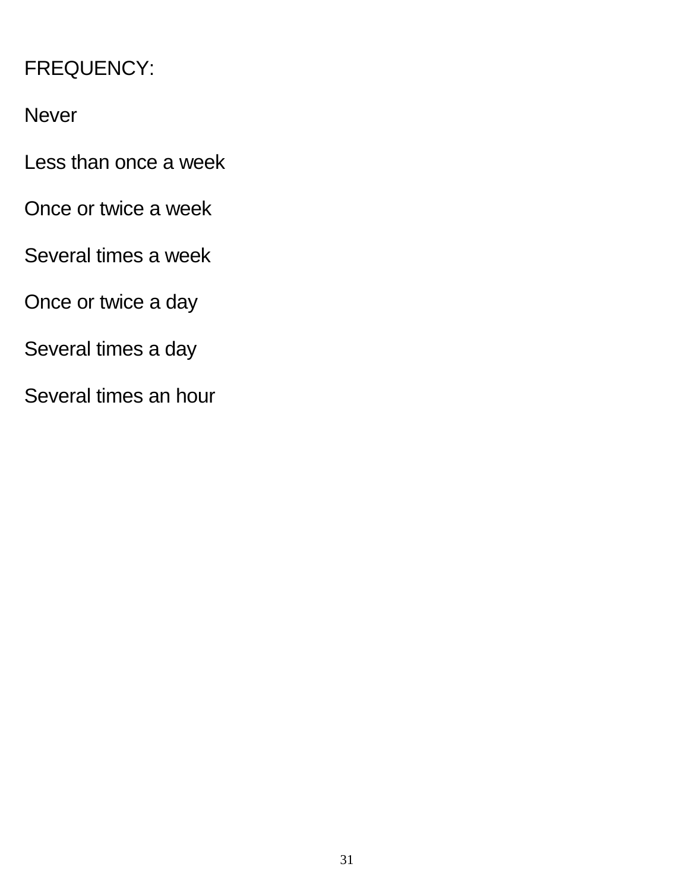FREQUENCY:

Never

Less than once a week

Once or twice a week

Several times a week

Once or twice a day

Several times a day

Several times an hour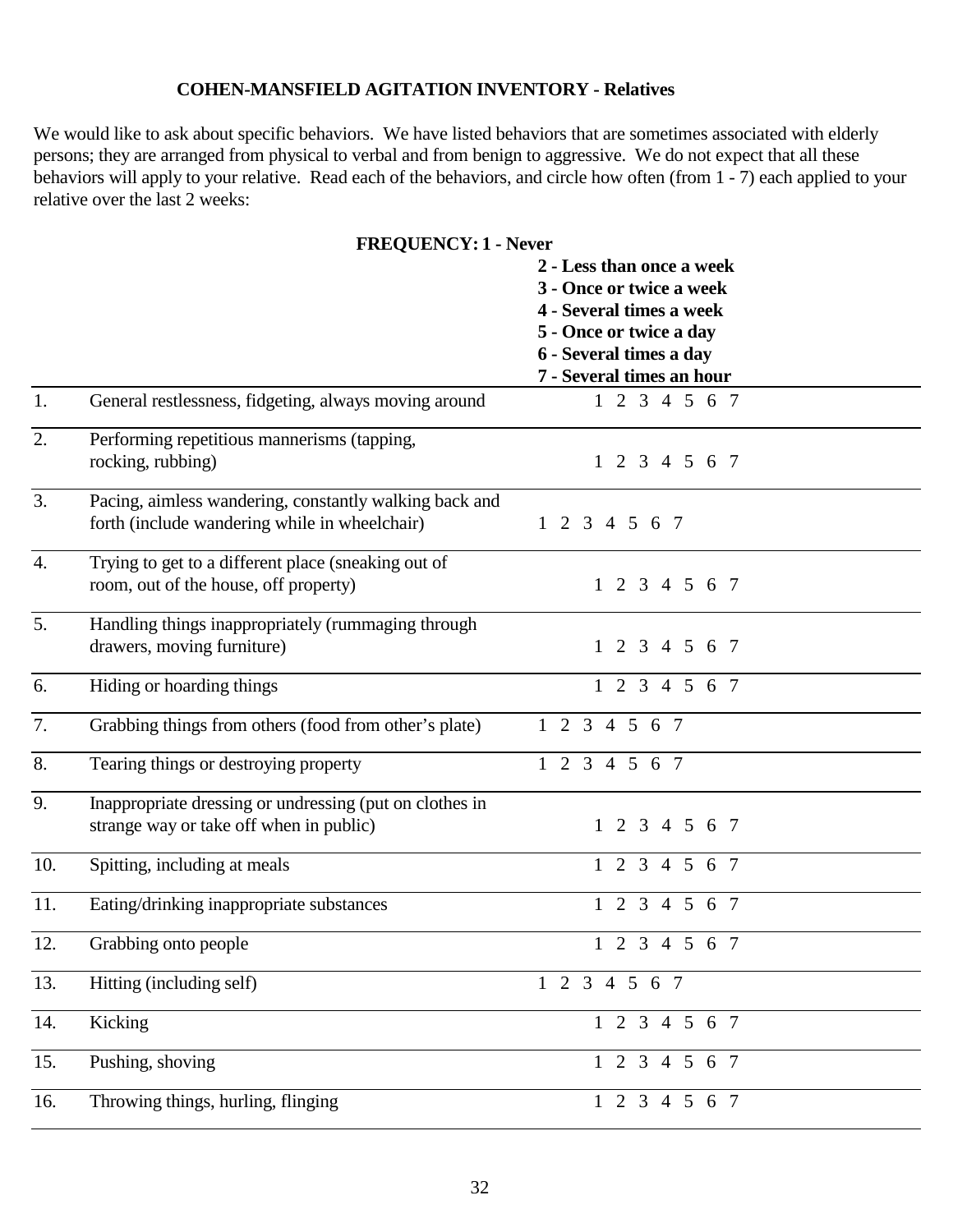**COHEN-MANSFIELD AGITATION INVENTORY - Relatives**

We would like to ask about specific behaviors. We have listed behaviors that are sometimes associated with elderly persons; they are arranged from physical to verbal and from benign to aggressive. We do not expect that all these behaviors will apply to your relative. Read each of the behaviors, and circle how often (from 1 - 7) each applied to your relative over the last 2 weeks:

**FREQUENCY: 1 - Never**
**2 - Less than once a week**
**3 - Once or twice a week**
**4 - Several times a week**
**5 - Once or twice a day**
**6 - Several times a day**
**7 - Several times an hour**

| | | |
|---|---|---|
| 1. | General restlessness, fidgeting, always moving around | 1 2 3 4 5 6 7 |
| 2. | Performing repetitious mannerisms (tapping, rocking, rubbing) | 1 2 3 4 5 6 7 |
| 3. | Pacing, aimless wandering, constantly walking back and forth (include wandering while in wheelchair) | 1 2 3 4 5 6 7 |
| 4. | Trying to get to a different place (sneaking out of room, out of the house, off property) | 1 2 3 4 5 6 7 |
| 5. | Handling things inappropriately (rummaging through drawers, moving furniture) | 1 2 3 4 5 6 7 |
| 6. | Hiding or hoarding things | 1 2 3 4 5 6 7 |
| 7. | Grabbing things from others (food from other's plate) | 1 2 3 4 5 6 7 |
| 8. | Tearing things or destroying property | 1 2 3 4 5 6 7 |
| 9. | Inappropriate dressing or undressing (put on clothes in strange way or take off when in public) | 1 2 3 4 5 6 7 |
| 10. | Spitting, including at meals | 1 2 3 4 5 6 7 |
| 11. | Eating/drinking inappropriate substances | 1 2 3 4 5 6 7 |
| 12. | Grabbing onto people | 1 2 3 4 5 6 7 |
| 13. | Hitting (including self) | 1 2 3 4 5 6 7 |
| 14. | Kicking | 1 2 3 4 5 6 7 |
| 15. | Pushing, shoving | 1 2 3 4 5 6 7 |
| 16. | Throwing things, hurling, flinging | 1 2 3 4 5 6 7 |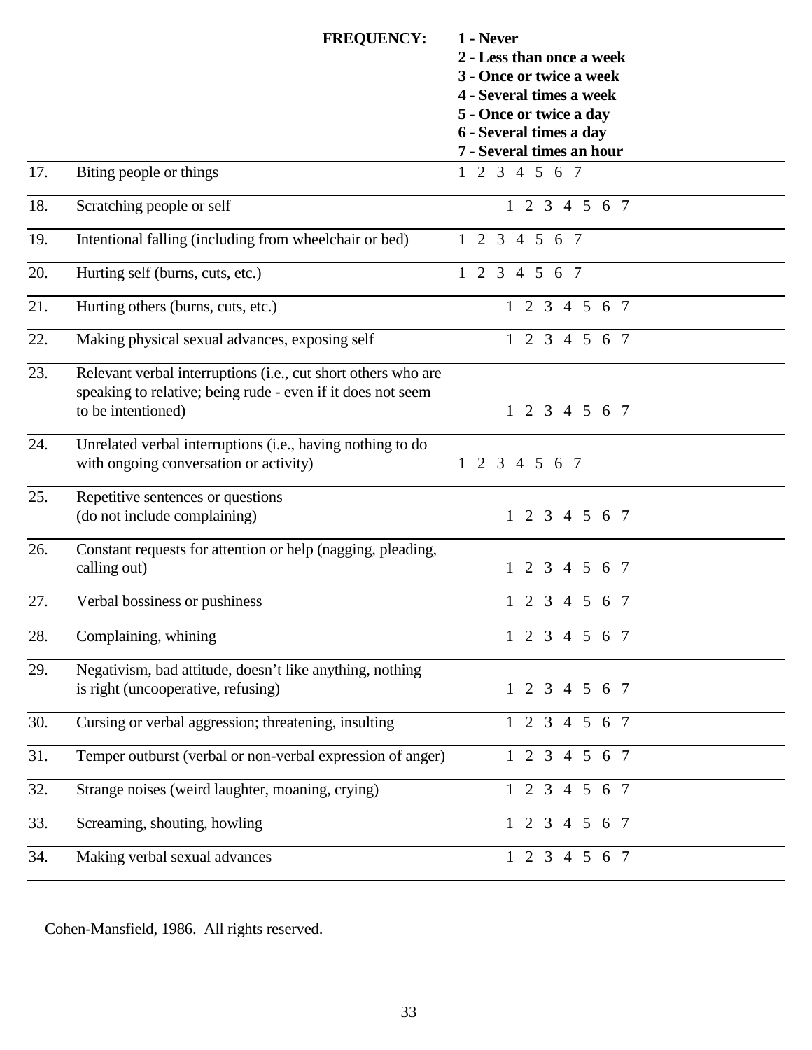| | | FREQUENCY: 1 - Never<br>2 - Less than once a week<br>3 - Once or twice a week<br>4 - Several times a week<br>5 - Once or twice a day<br>6 - Several times a day<br>7 - Several times an hour |
|---|---|---|
| 17. | Biting people or things | 1 2 3 4 5 6 7 |
| 18. | Scratching people or self | 1 2 3 4 5 6 7 |
| 19. | Intentional falling (including from wheelchair or bed) | 1 2 3 4 5 6 7 |
| 20. | Hurting self (burns, cuts, etc.) | 1 2 3 4 5 6 7 |
| 21. | Hurting others (burns, cuts, etc.) | 1 2 3 4 5 6 7 |
| 22. | Making physical sexual advances, exposing self | 1 2 3 4 5 6 7 |
| 23. | Relevant verbal interruptions (i.e., cut short others who are speaking to relative; being rude - even if it does not seem to be intentioned) | 1 2 3 4 5 6 7 |
| 24. | Unrelated verbal interruptions (i.e., having nothing to do with ongoing conversation or activity) | 1 2 3 4 5 6 7 |
| 25. | Repetitive sentences or questions (do not include complaining) | 1 2 3 4 5 6 7 |
| 26. | Constant requests for attention or help (nagging, pleading, calling out) | 1 2 3 4 5 6 7 |
| 27. | Verbal bossiness or pushiness | 1 2 3 4 5 6 7 |
| 28. | Complaining, whining | 1 2 3 4 5 6 7 |
| 29. | Negativism, bad attitude, doesn't like anything, nothing is right (uncooperative, refusing) | 1 2 3 4 5 6 7 |
| 30. | Cursing or verbal aggression; threatening, insulting | 1 2 3 4 5 6 7 |
| 31. | Temper outburst (verbal or non-verbal expression of anger) | 1 2 3 4 5 6 7 |
| 32. | Strange noises (weird laughter, moaning, crying) | 1 2 3 4 5 6 7 |
| 33. | Screaming, shouting, howling | 1 2 3 4 5 6 7 |
| 34. | Making verbal sexual advances | 1 2 3 4 5 6 7 |

Cohen-Mansfield, 1986. All rights reserved.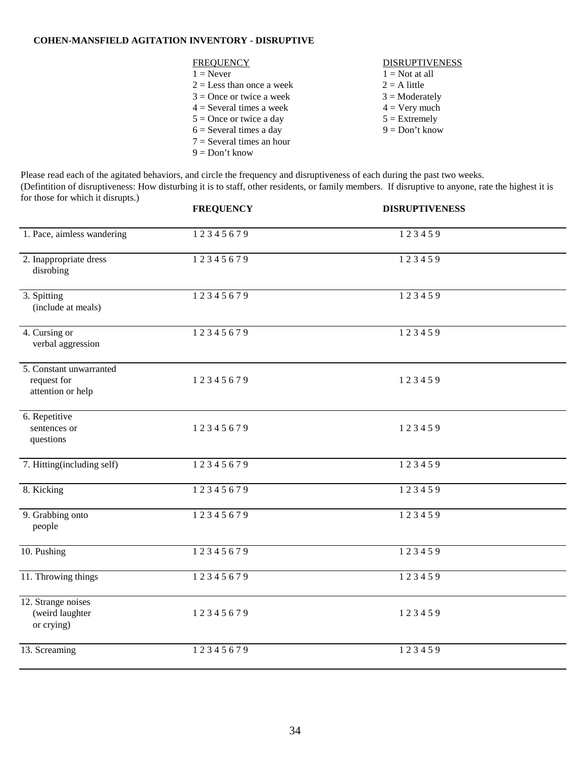**COHEN-MANSFIELD AGITATION INVENTORY - DISRUPTIVE**

| FREQUENCY | DISRUPTIVENESS |
|---|---|
| 1 = Never | 1 = Not at all |
| 2 = Less than once a week | 2 = A little |
| 3 = Once or twice a week | 3 = Moderately |
| 4 = Several times a week | 4 = Very much |
| 5 = Once or twice a day | 5 = Extremely |
| 6 = Several times a day | 9 = Don't know |
| 7 = Several times an hour | |
| 9 = Don't know | |

Please read each of the agitated behaviors, and circle the frequency and disruptiveness of each during the past two weeks.
(Defintition of disruptiveness: How disturbing it is to staff, other residents, or family members. If disruptive to anyone, rate the highest it is for those for which it disrupts.)

| | **FREQUENCY** | **DISRUPTIVENESS** |
|---|---|---|
| 1. Pace, aimless wandering | 1 2 3 4 5 6 7 9 | 1 2 3 4 5 9 |
| 2. Inappropriate dress disrobing | 1 2 3 4 5 6 7 9 | 1 2 3 4 5 9 |
| 3. Spitting (include at meals) | 1 2 3 4 5 6 7 9 | 1 2 3 4 5 9 |
| 4. Cursing or verbal aggression | 1 2 3 4 5 6 7 9 | 1 2 3 4 5 9 |
| 5. Constant unwarranted request for attention or help | 1 2 3 4 5 6 7 9 | 1 2 3 4 5 9 |
| 6. Repetitive sentences or questions | 1 2 3 4 5 6 7 9 | 1 2 3 4 5 9 |
| 7. Hitting(including self) | 1 2 3 4 5 6 7 9 | 1 2 3 4 5 9 |
| 8. Kicking | 1 2 3 4 5 6 7 9 | 1 2 3 4 5 9 |
| 9. Grabbing onto people | 1 2 3 4 5 6 7 9 | 1 2 3 4 5 9 |
| 10. Pushing | 1 2 3 4 5 6 7 9 | 1 2 3 4 5 9 |
| 11. Throwing things | 1 2 3 4 5 6 7 9 | 1 2 3 4 5 9 |
| 12. Strange noises (weird laughter or crying) | 1 2 3 4 5 6 7 9 | 1 2 3 4 5 9 |
| 13. Screaming | 1 2 3 4 5 6 7 9 | 1 2 3 4 5 9 |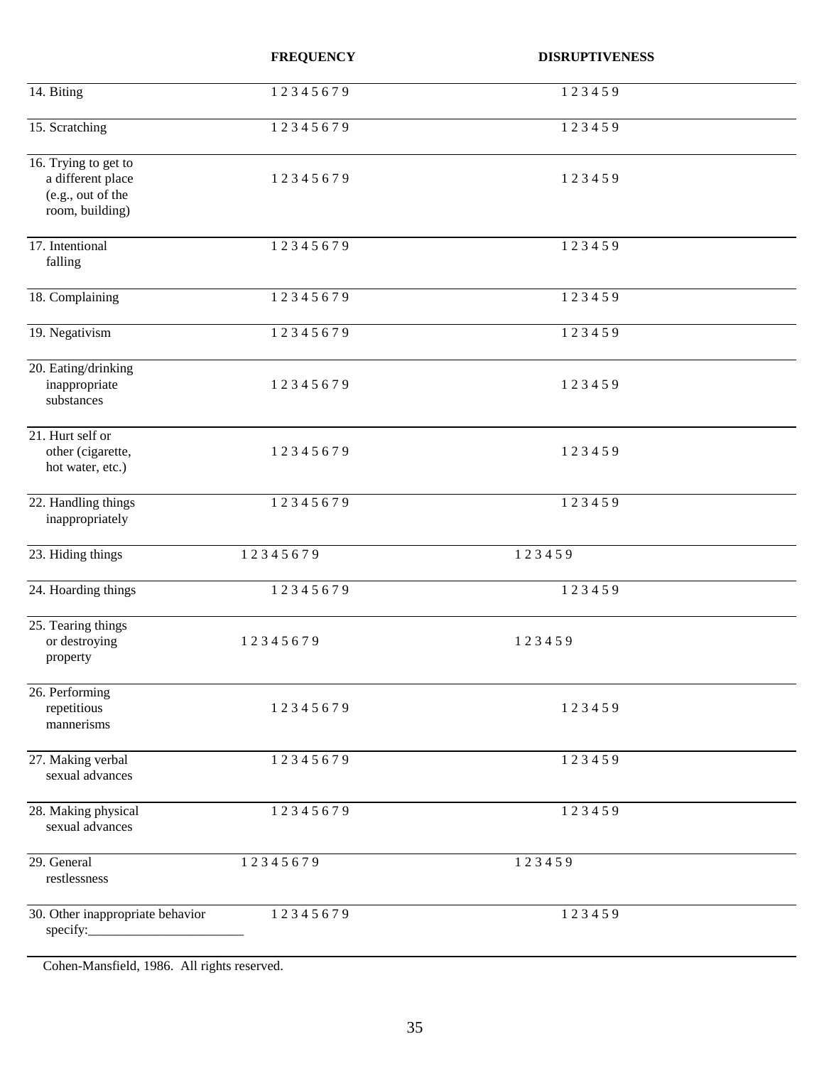| | FREQUENCY | DISRUPTIVENESS |
|---|---|---|
| 14. Biting | 1 2 3 4 5 6 7 9 | 1 2 3 4 5 9 |
| 15. Scratching | 1 2 3 4 5 6 7 9 | 1 2 3 4 5 9 |
| 16. Trying to get to a different place (e.g., out of the room, building) | 1 2 3 4 5 6 7 9 | 1 2 3 4 5 9 |
| 17. Intentional falling | 1 2 3 4 5 6 7 9 | 1 2 3 4 5 9 |
| 18. Complaining | 1 2 3 4 5 6 7 9 | 1 2 3 4 5 9 |
| 19. Negativism | 1 2 3 4 5 6 7 9 | 1 2 3 4 5 9 |
| 20. Eating/drinking inappropriate substances | 1 2 3 4 5 6 7 9 | 1 2 3 4 5 9 |
| 21. Hurt self or other (cigarette, hot water, etc.) | 1 2 3 4 5 6 7 9 | 1 2 3 4 5 9 |
| 22. Handling things inappropriately | 1 2 3 4 5 6 7 9 | 1 2 3 4 5 9 |
| 23. Hiding things | 1 2 3 4 5 6 7 9 | 1 2 3 4 5 9 |
| 24. Hoarding things | 1 2 3 4 5 6 7 9 | 1 2 3 4 5 9 |
| 25. Tearing things or destroying property | 1 2 3 4 5 6 7 9 | 1 2 3 4 5 9 |
| 26. Performing repetitious mannerisms | 1 2 3 4 5 6 7 9 | 1 2 3 4 5 9 |
| 27. Making verbal sexual advances | 1 2 3 4 5 6 7 9 | 1 2 3 4 5 9 |
| 28. Making physical sexual advances | 1 2 3 4 5 6 7 9 | 1 2 3 4 5 9 |
| 29. General restlessness | 1 2 3 4 5 6 7 9 | 1 2 3 4 5 9 |
| 30. Other inappropriate behavior specify:_______________________ | 1 2 3 4 5 6 7 9 | 1 2 3 4 5 9 |

Cohen-Mansfield, 1986. All rights reserved.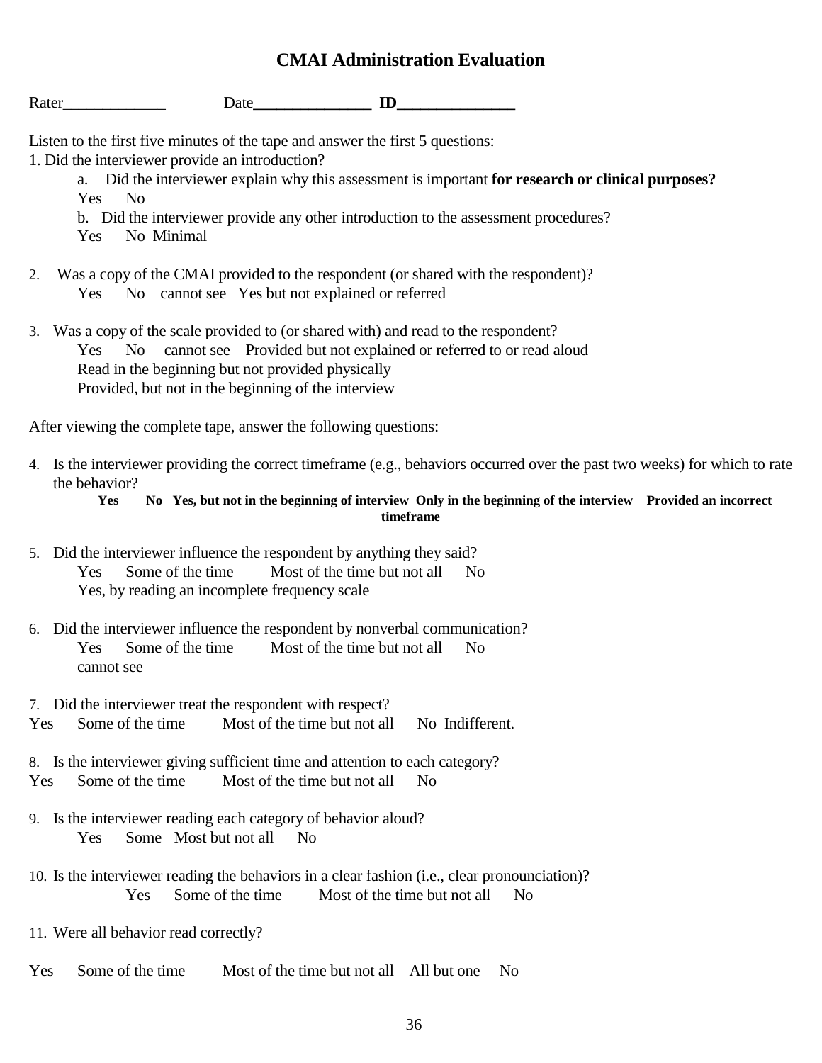# CMAI Administration Evaluation

Rater_____________ Date_______________ **ID_______________**

Listen to the first five minutes of the tape and answer the first 5 questions:

1. Did the interviewer provide an introduction?

    a. Did the interviewer explain why this assessment is important **for research or clinical purposes?**

    Yes No

    b. Did the interviewer provide any other introduction to the assessment procedures?

    Yes No Minimal

2. Was a copy of the CMAI provided to the respondent (or shared with the respondent)?

    Yes No cannot see Yes but not explained or referred

3. Was a copy of the scale provided to (or shared with) and read to the respondent?

    Yes No cannot see Provided but not explained or referred to or read aloud

    Read in the beginning but not provided physically

    Provided, but not in the beginning of the interview

After viewing the complete tape, answer the following questions:

4. Is the interviewer providing the correct timeframe (e.g., behaviors occurred over the past two weeks) for which to rate the behavior?

    **Yes No Yes, but not in the beginning of interview Only in the beginning of the interview Provided an incorrect timeframe**

5. Did the interviewer influence the respondent by anything they said?

    Yes Some of the time Most of the time but not all No

    Yes, by reading an incomplete frequency scale

6. Did the interviewer influence the respondent by nonverbal communication?

    Yes Some of the time Most of the time but not all No

    cannot see

7. Did the interviewer treat the respondent with respect?

Yes Some of the time Most of the time but not all No Indifferent.

8. Is the interviewer giving sufficient time and attention to each category?

Yes Some of the time Most of the time but not all No

9. Is the interviewer reading each category of behavior aloud?

    Yes Some Most but not all No

10. Is the interviewer reading the behaviors in a clear fashion (i.e., clear pronounciation)?

    Yes Some of the time Most of the time but not all No

11. Were all behavior read correctly?

Yes Some of the time Most of the time but not all All but one No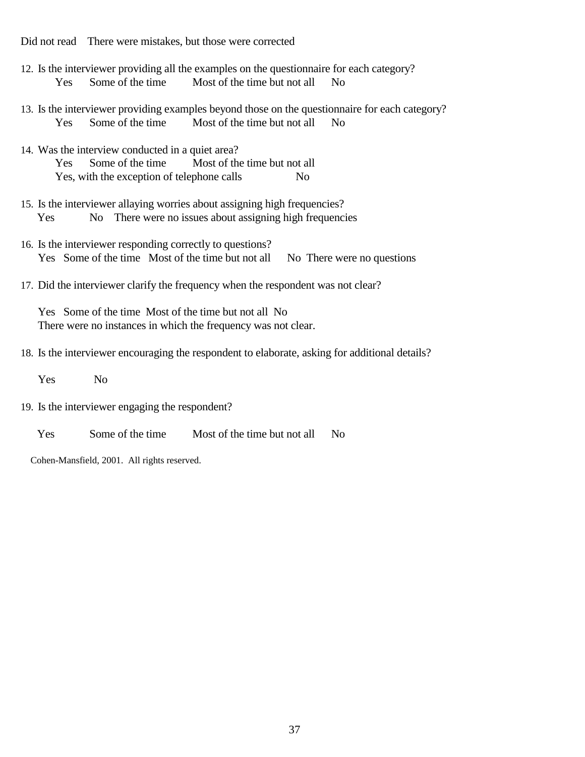Did not read    There were mistakes, but those were corrected

12. Is the interviewer providing all the examples on the questionnaire for each category?
    Yes    Some of the time    Most of the time but not all    No

13. Is the interviewer providing examples beyond those on the questionnaire for each category?
    Yes    Some of the time    Most of the time but not all    No

14. Was the interview conducted in a quiet area?
    Yes    Some of the time    Most of the time but not all
    Yes, with the exception of telephone calls    No

15. Is the interviewer allaying worries about assigning high frequencies?
    Yes    No    There were no issues about assigning high frequencies

16. Is the interviewer responding correctly to questions?
    Yes    Some of the time    Most of the time but not all    No    There were no questions

17. Did the interviewer clarify the frequency when the respondent was not clear?

    Yes    Some of the time    Most of the time but not all    No
    There were no instances in which the frequency was not clear.

18. Is the interviewer encouraging the respondent to elaborate, asking for additional details?

    Yes    No

19. Is the interviewer engaging the respondent?

    Yes    Some of the time    Most of the time but not all    No

Cohen-Mansfield, 2001. All rights reserved.